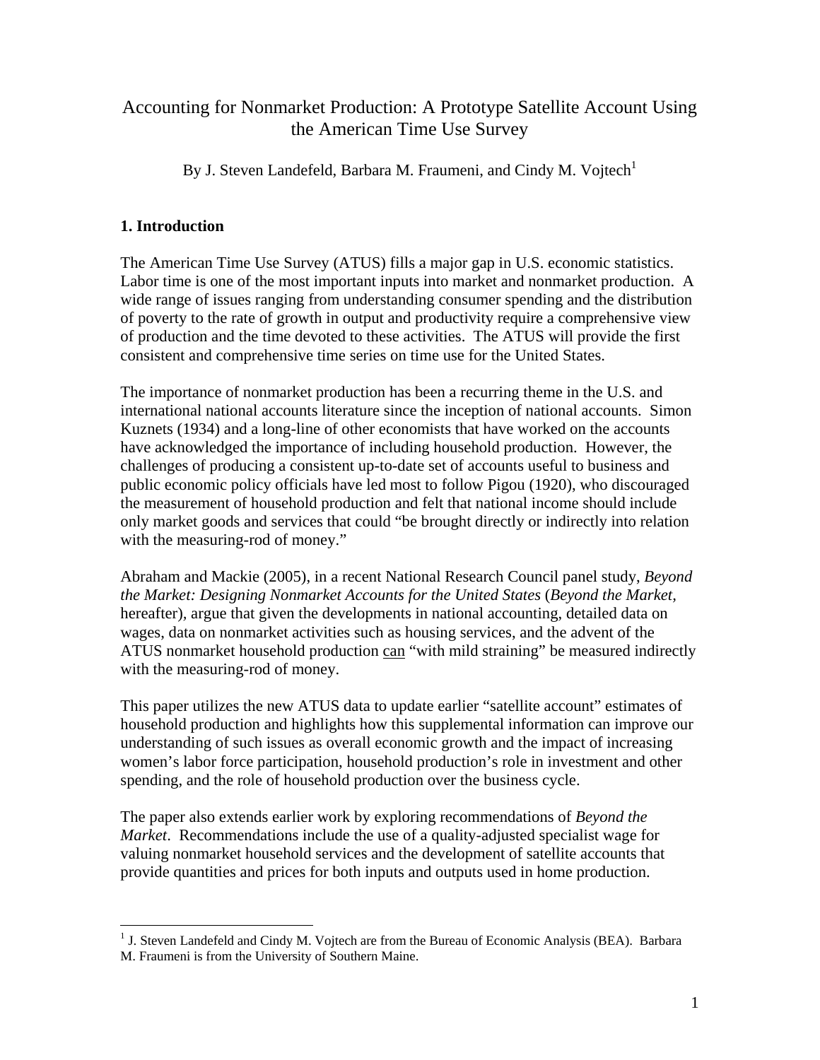# Accounting for Nonmarket Production: A Prototype Satellite Account Using the American Time Use Survey

By J. Steven Landefeld, Barbara M. Fraumeni, and Cindy M. Vojtech[1]

## 1. Introduction

The American Time Use Survey (ATUS) fills a major gap in U.S. economic statistics. Labor time is one of the most important inputs into market and nonmarket production. A wide range of issues ranging from understanding consumer spending and the distribution of poverty to the rate of growth in output and productivity require a comprehensive view of production and the time devoted to these activities. The ATUS will provide the first consistent and comprehensive time series on time use for the United States.

The importance of nonmarket production has been a recurring theme in the U.S. and international national accounts literature since the inception of national accounts. Simon Kuznets (1934) and a long-line of other economists that have worked on the accounts have acknowledged the importance of including household production. However, the challenges of producing a consistent up-to-date set of accounts useful to business and public economic policy officials have led most to follow Pigou (1920), who discouraged the measurement of household production and felt that national income should include only market goods and services that could "be brought directly or indirectly into relation with the measuring-rod of money."

Abraham and Mackie (2005), in a recent National Research Council panel study, *Beyond the Market: Designing Nonmarket Accounts for the United States* (*Beyond the Market*, hereafter), argue that given the developments in national accounting, detailed data on wages, data on nonmarket activities such as housing services, and the advent of the ATUS nonmarket household production <u>can</u> "with mild straining" be measured indirectly with the measuring-rod of money.

This paper utilizes the new ATUS data to update earlier "satellite account" estimates of household production and highlights how this supplemental information can improve our understanding of such issues as overall economic growth and the impact of increasing women's labor force participation, household production's role in investment and other spending, and the role of household production over the business cycle.

The paper also extends earlier work by exploring recommendations of *Beyond the Market*. Recommendations include the use of a quality-adjusted specialist wage for valuing nonmarket household services and the development of satellite accounts that provide quantities and prices for both inputs and outputs used in home production.

---

[1] J. Steven Landefeld and Cindy M. Vojtech are from the Bureau of Economic Analysis (BEA). Barbara M. Fraumeni is from the University of Southern Maine.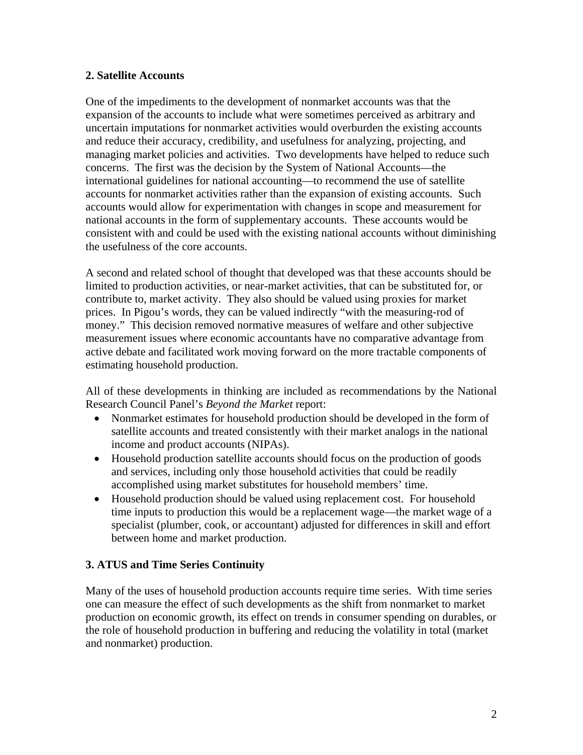## 2. Satellite Accounts

One of the impediments to the development of nonmarket accounts was that the expansion of the accounts to include what were sometimes perceived as arbitrary and uncertain imputations for nonmarket activities would overburden the existing accounts and reduce their accuracy, credibility, and usefulness for analyzing, projecting, and managing market policies and activities. Two developments have helped to reduce such concerns. The first was the decision by the System of National Accounts—the international guidelines for national accounting—to recommend the use of satellite accounts for nonmarket activities rather than the expansion of existing accounts. Such accounts would allow for experimentation with changes in scope and measurement for national accounts in the form of supplementary accounts. These accounts would be consistent with and could be used with the existing national accounts without diminishing the usefulness of the core accounts.

A second and related school of thought that developed was that these accounts should be limited to production activities, or near-market activities, that can be substituted for, or contribute to, market activity. They also should be valued using proxies for market prices. In Pigou's words, they can be valued indirectly "with the measuring-rod of money." This decision removed normative measures of welfare and other subjective measurement issues where economic accountants have no comparative advantage from active debate and facilitated work moving forward on the more tractable components of estimating household production.

All of these developments in thinking are included as recommendations by the National Research Council Panel's *Beyond the Market* report:

- Nonmarket estimates for household production should be developed in the form of satellite accounts and treated consistently with their market analogs in the national income and product accounts (NIPAs).
- Household production satellite accounts should focus on the production of goods and services, including only those household activities that could be readily accomplished using market substitutes for household members' time.
- Household production should be valued using replacement cost. For household time inputs to production this would be a replacement wage—the market wage of a specialist (plumber, cook, or accountant) adjusted for differences in skill and effort between home and market production.

## 3. ATUS and Time Series Continuity

Many of the uses of household production accounts require time series. With time series one can measure the effect of such developments as the shift from nonmarket to market production on economic growth, its effect on trends in consumer spending on durables, or the role of household production in buffering and reducing the volatility in total (market and nonmarket) production.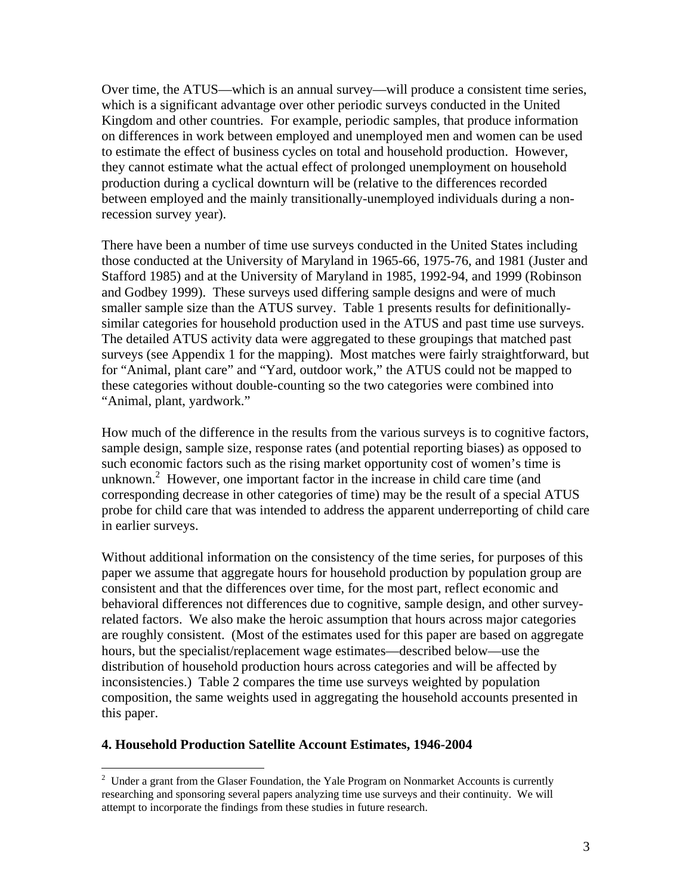Over time, the ATUS—which is an annual survey—will produce a consistent time series, which is a significant advantage over other periodic surveys conducted in the United Kingdom and other countries. For example, periodic samples, that produce information on differences in work between employed and unemployed men and women can be used to estimate the effect of business cycles on total and household production. However, they cannot estimate what the actual effect of prolonged unemployment on household production during a cyclical downturn will be (relative to the differences recorded between employed and the mainly transitionally-unemployed individuals during a non-recession survey year).

There have been a number of time use surveys conducted in the United States including those conducted at the University of Maryland in 1965-66, 1975-76, and 1981 (Juster and Stafford 1985) and at the University of Maryland in 1985, 1992-94, and 1999 (Robinson and Godbey 1999). These surveys used differing sample designs and were of much smaller sample size than the ATUS survey. Table 1 presents results for definitionally-similar categories for household production used in the ATUS and past time use surveys. The detailed ATUS activity data were aggregated to these groupings that matched past surveys (see Appendix 1 for the mapping). Most matches were fairly straightforward, but for "Animal, plant care" and "Yard, outdoor work," the ATUS could not be mapped to these categories without double-counting so the two categories were combined into "Animal, plant, yardwork."

How much of the difference in the results from the various surveys is to cognitive factors, sample design, sample size, response rates (and potential reporting biases) as opposed to such economic factors such as the rising market opportunity cost of women's time is unknown.[2] However, one important factor in the increase in child care time (and corresponding decrease in other categories of time) may be the result of a special ATUS probe for child care that was intended to address the apparent underreporting of child care in earlier surveys.

Without additional information on the consistency of the time series, for purposes of this paper we assume that aggregate hours for household production by population group are consistent and that the differences over time, for the most part, reflect economic and behavioral differences not differences due to cognitive, sample design, and other survey-related factors. We also make the heroic assumption that hours across major categories are roughly consistent. (Most of the estimates used for this paper are based on aggregate hours, but the specialist/replacement wage estimates—described below—use the distribution of household production hours across categories and will be affected by inconsistencies.) Table 2 compares the time use surveys weighted by population composition, the same weights used in aggregating the household accounts presented in this paper.

## 4. Household Production Satellite Account Estimates, 1946-2004

[2] Under a grant from the Glaser Foundation, the Yale Program on Nonmarket Accounts is currently researching and sponsoring several papers analyzing time use surveys and their continuity. We will attempt to incorporate the findings from these studies in future research.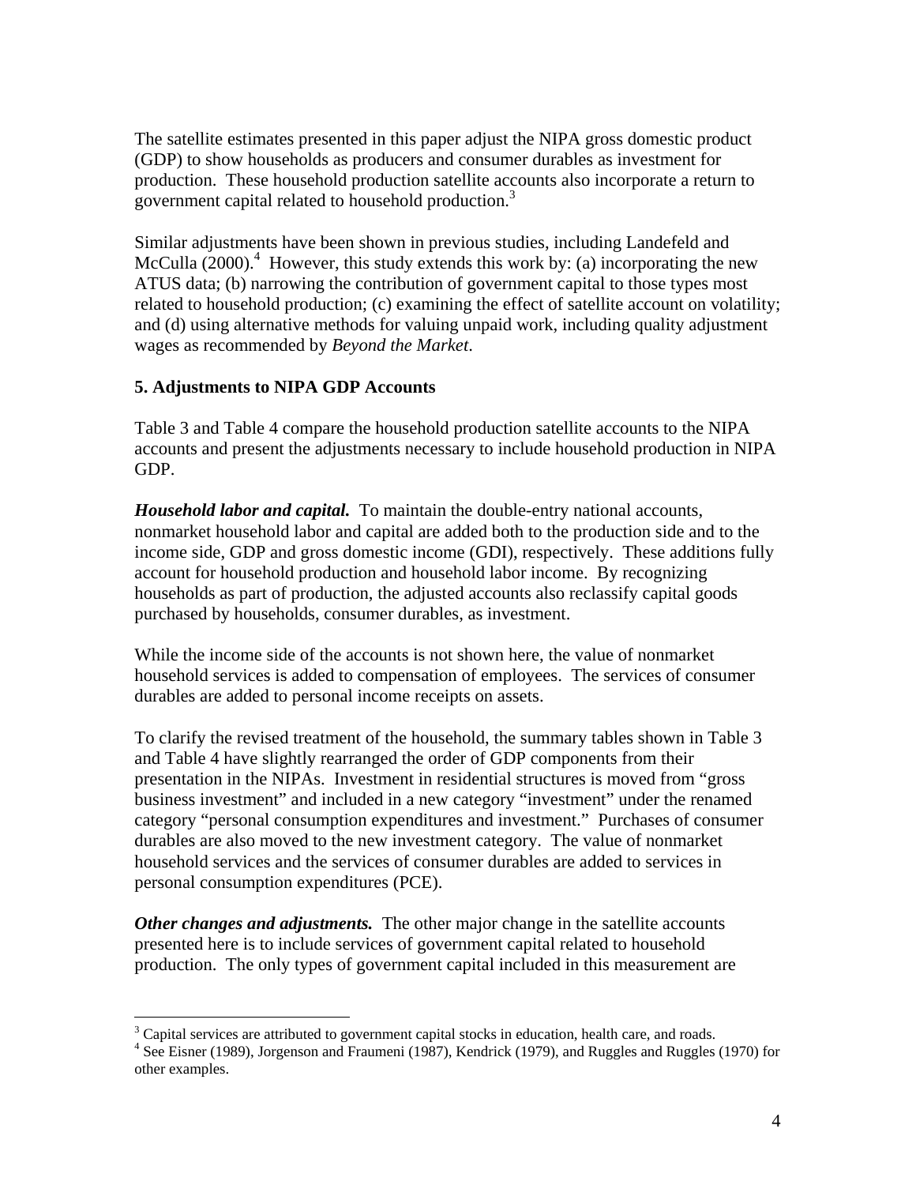The satellite estimates presented in this paper adjust the NIPA gross domestic product (GDP) to show households as producers and consumer durables as investment for production. These household production satellite accounts also incorporate a return to government capital related to household production.[3]

Similar adjustments have been shown in previous studies, including Landefeld and McCulla (2000).[4] However, this study extends this work by: (a) incorporating the new ATUS data; (b) narrowing the contribution of government capital to those types most related to household production; (c) examining the effect of satellite account on volatility; and (d) using alternative methods for valuing unpaid work, including quality adjustment wages as recommended by *Beyond the Market*.

## 5. Adjustments to NIPA GDP Accounts

Table 3 and Table 4 compare the household production satellite accounts to the NIPA accounts and present the adjustments necessary to include household production in NIPA GDP.

***Household labor and capital.*** To maintain the double-entry national accounts, nonmarket household labor and capital are added both to the production side and to the income side, GDP and gross domestic income (GDI), respectively. These additions fully account for household production and household labor income. By recognizing households as part of production, the adjusted accounts also reclassify capital goods purchased by households, consumer durables, as investment.

While the income side of the accounts is not shown here, the value of nonmarket household services is added to compensation of employees. The services of consumer durables are added to personal income receipts on assets.

To clarify the revised treatment of the household, the summary tables shown in Table 3 and Table 4 have slightly rearranged the order of GDP components from their presentation in the NIPAs. Investment in residential structures is moved from "gross business investment" and included in a new category "investment" under the renamed category "personal consumption expenditures and investment." Purchases of consumer durables are also moved to the new investment category. The value of nonmarket household services and the services of consumer durables are added to services in personal consumption expenditures (PCE).

***Other changes and adjustments.*** The other major change in the satellite accounts presented here is to include services of government capital related to household production. The only types of government capital included in this measurement are

---

[3] Capital services are attributed to government capital stocks in education, health care, and roads.

[4] See Eisner (1989), Jorgenson and Fraumeni (1987), Kendrick (1979), and Ruggles and Ruggles (1970) for other examples.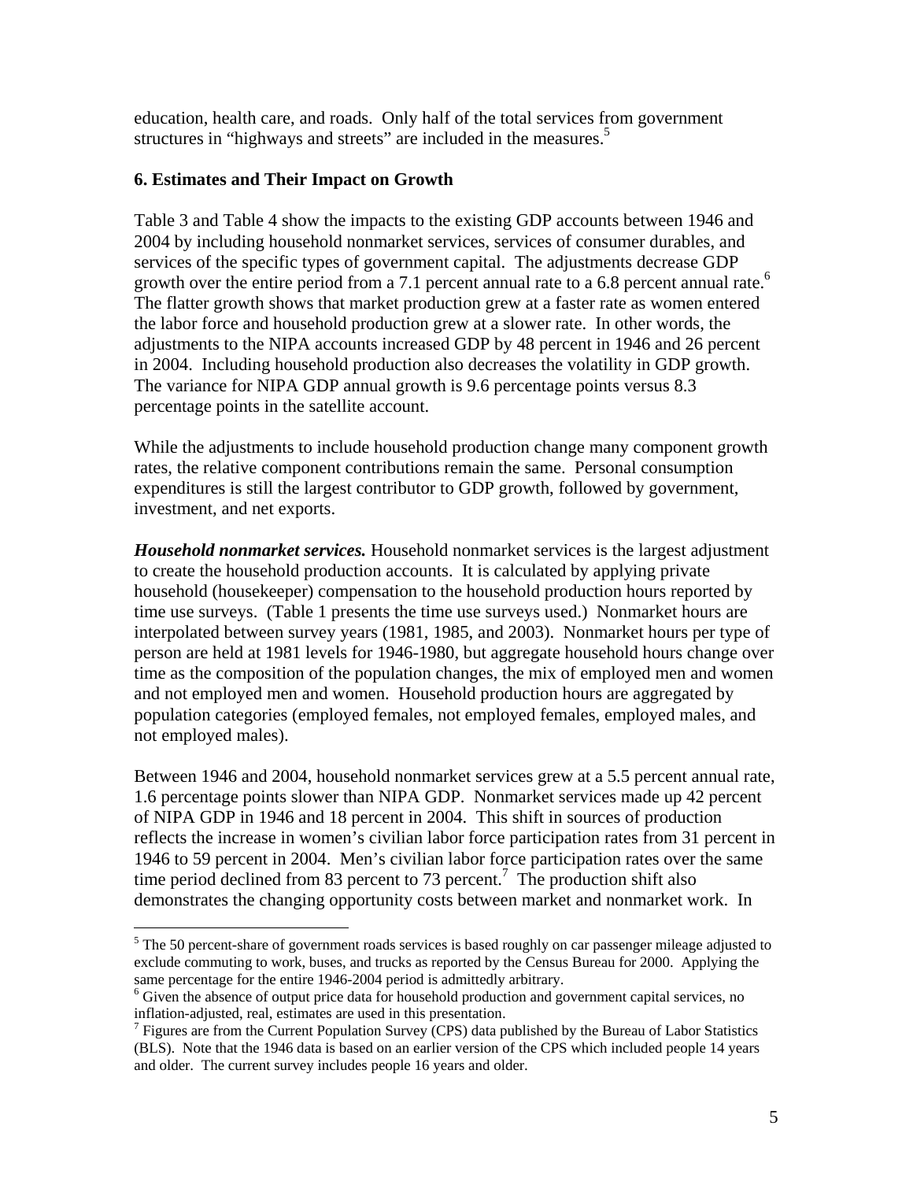education, health care, and roads. Only half of the total services from government structures in "highways and streets" are included in the measures.[5]

## 6. Estimates and Their Impact on Growth

Table 3 and Table 4 show the impacts to the existing GDP accounts between 1946 and 2004 by including household nonmarket services, services of consumer durables, and services of the specific types of government capital. The adjustments decrease GDP growth over the entire period from a 7.1 percent annual rate to a 6.8 percent annual rate.[6] The flatter growth shows that market production grew at a faster rate as women entered the labor force and household production grew at a slower rate. In other words, the adjustments to the NIPA accounts increased GDP by 48 percent in 1946 and 26 percent in 2004. Including household production also decreases the volatility in GDP growth. The variance for NIPA GDP annual growth is 9.6 percentage points versus 8.3 percentage points in the satellite account.

While the adjustments to include household production change many component growth rates, the relative component contributions remain the same. Personal consumption expenditures is still the largest contributor to GDP growth, followed by government, investment, and net exports.

***Household nonmarket services.*** Household nonmarket services is the largest adjustment to create the household production accounts. It is calculated by applying private household (housekeeper) compensation to the household production hours reported by time use surveys. (Table 1 presents the time use surveys used.) Nonmarket hours are interpolated between survey years (1981, 1985, and 2003). Nonmarket hours per type of person are held at 1981 levels for 1946-1980, but aggregate household hours change over time as the composition of the population changes, the mix of employed men and women and not employed men and women. Household production hours are aggregated by population categories (employed females, not employed females, employed males, and not employed males).

Between 1946 and 2004, household nonmarket services grew at a 5.5 percent annual rate, 1.6 percentage points slower than NIPA GDP. Nonmarket services made up 42 percent of NIPA GDP in 1946 and 18 percent in 2004. This shift in sources of production reflects the increase in women's civilian labor force participation rates from 31 percent in 1946 to 59 percent in 2004. Men's civilian labor force participation rates over the same time period declined from 83 percent to 73 percent.[7] The production shift also demonstrates the changing opportunity costs between market and nonmarket work. In

---

[5] The 50 percent-share of government roads services is based roughly on car passenger mileage adjusted to exclude commuting to work, buses, and trucks as reported by the Census Bureau for 2000. Applying the same percentage for the entire 1946-2004 period is admittedly arbitrary.

[6] Given the absence of output price data for household production and government capital services, no inflation-adjusted, real, estimates are used in this presentation.

[7] Figures are from the Current Population Survey (CPS) data published by the Bureau of Labor Statistics (BLS). Note that the 1946 data is based on an earlier version of the CPS which included people 14 years and older. The current survey includes people 16 years and older.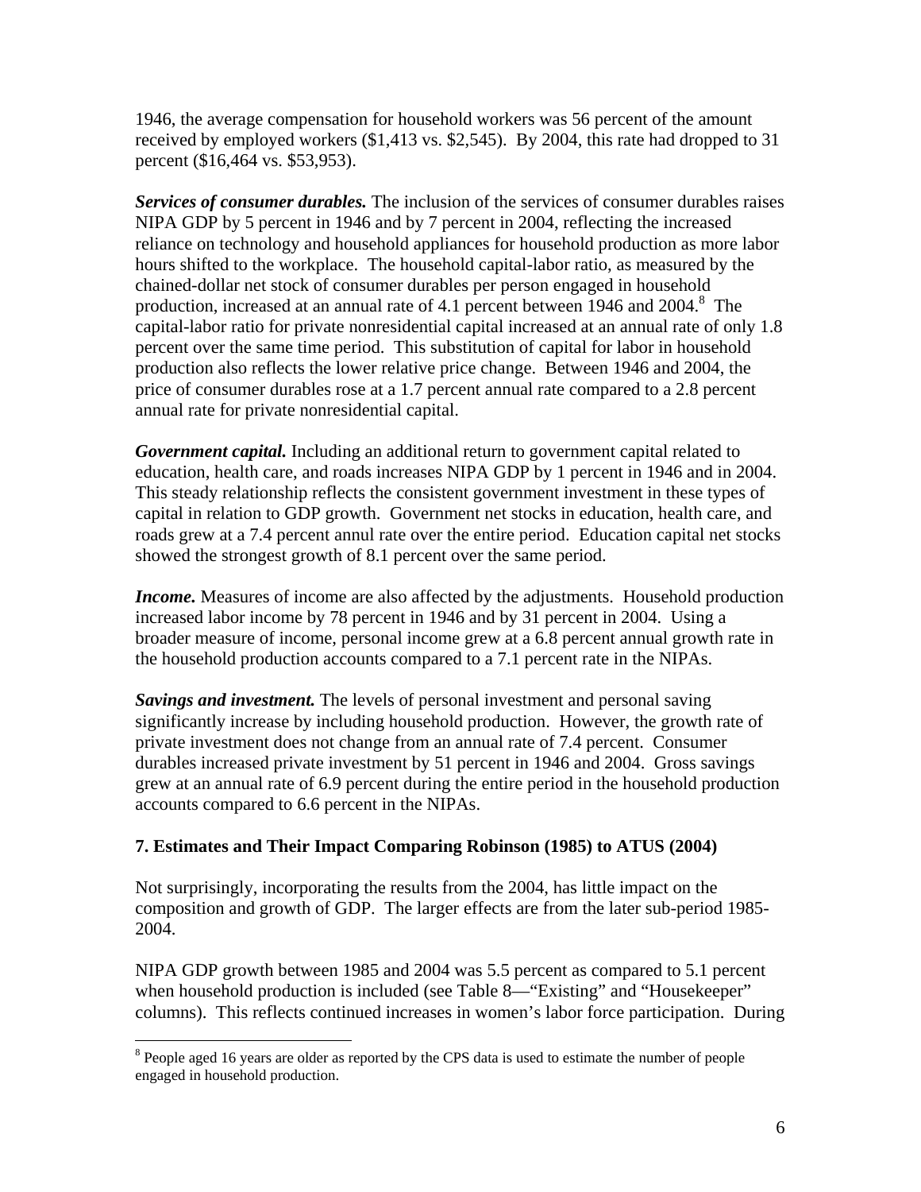1946, the average compensation for household workers was 56 percent of the amount received by employed workers ($1,413 vs. $2,545). By 2004, this rate had dropped to 31 percent ($16,464 vs. $53,953).

***Services of consumer durables.*** The inclusion of the services of consumer durables raises NIPA GDP by 5 percent in 1946 and by 7 percent in 2004, reflecting the increased reliance on technology and household appliances for household production as more labor hours shifted to the workplace. The household capital-labor ratio, as measured by the chained-dollar net stock of consumer durables per person engaged in household production, increased at an annual rate of 4.1 percent between 1946 and 2004.[8] The capital-labor ratio for private nonresidential capital increased at an annual rate of only 1.8 percent over the same time period. This substitution of capital for labor in household production also reflects the lower relative price change. Between 1946 and 2004, the price of consumer durables rose at a 1.7 percent annual rate compared to a 2.8 percent annual rate for private nonresidential capital.

***Government capital.*** Including an additional return to government capital related to education, health care, and roads increases NIPA GDP by 1 percent in 1946 and in 2004. This steady relationship reflects the consistent government investment in these types of capital in relation to GDP growth. Government net stocks in education, health care, and roads grew at a 7.4 percent annul rate over the entire period. Education capital net stocks showed the strongest growth of 8.1 percent over the same period.

***Income.*** Measures of income are also affected by the adjustments. Household production increased labor income by 78 percent in 1946 and by 31 percent in 2004. Using a broader measure of income, personal income grew at a 6.8 percent annual growth rate in the household production accounts compared to a 7.1 percent rate in the NIPAs.

***Savings and investment.*** The levels of personal investment and personal saving significantly increase by including household production. However, the growth rate of private investment does not change from an annual rate of 7.4 percent. Consumer durables increased private investment by 51 percent in 1946 and 2004. Gross savings grew at an annual rate of 6.9 percent during the entire period in the household production accounts compared to 6.6 percent in the NIPAs.

## 7. Estimates and Their Impact Comparing Robinson (1985) to ATUS (2004)

Not surprisingly, incorporating the results from the 2004, has little impact on the composition and growth of GDP. The larger effects are from the later sub-period 1985-2004.

NIPA GDP growth between 1985 and 2004 was 5.5 percent as compared to 5.1 percent when household production is included (see Table 8—"Existing" and "Housekeeper" columns). This reflects continued increases in women's labor force participation. During

[8] People aged 16 years are older as reported by the CPS data is used to estimate the number of people engaged in household production.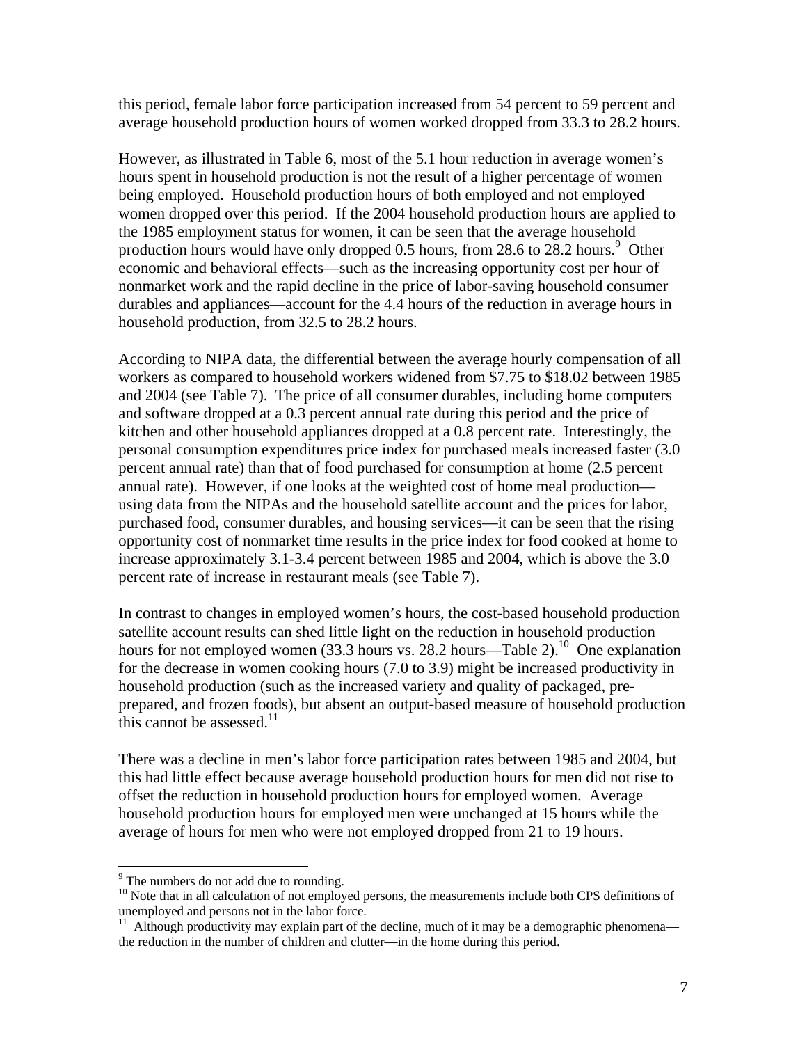this period, female labor force participation increased from 54 percent to 59 percent and average household production hours of women worked dropped from 33.3 to 28.2 hours.

However, as illustrated in Table 6, most of the 5.1 hour reduction in average women's hours spent in household production is not the result of a higher percentage of women being employed. Household production hours of both employed and not employed women dropped over this period. If the 2004 household production hours are applied to the 1985 employment status for women, it can be seen that the average household production hours would have only dropped 0.5 hours, from 28.6 to 28.2 hours.[9] Other economic and behavioral effects—such as the increasing opportunity cost per hour of nonmarket work and the rapid decline in the price of labor-saving household consumer durables and appliances—account for the 4.4 hours of the reduction in average hours in household production, from 32.5 to 28.2 hours.

According to NIPA data, the differential between the average hourly compensation of all workers as compared to household workers widened from $7.75 to $18.02 between 1985 and 2004 (see Table 7). The price of all consumer durables, including home computers and software dropped at a 0.3 percent annual rate during this period and the price of kitchen and other household appliances dropped at a 0.8 percent rate. Interestingly, the personal consumption expenditures price index for purchased meals increased faster (3.0 percent annual rate) than that of food purchased for consumption at home (2.5 percent annual rate). However, if one looks at the weighted cost of home meal production—using data from the NIPAs and the household satellite account and the prices for labor, purchased food, consumer durables, and housing services—it can be seen that the rising opportunity cost of nonmarket time results in the price index for food cooked at home to increase approximately 3.1-3.4 percent between 1985 and 2004, which is above the 3.0 percent rate of increase in restaurant meals (see Table 7).

In contrast to changes in employed women's hours, the cost-based household production satellite account results can shed little light on the reduction in household production hours for not employed women (33.3 hours vs. 28.2 hours—Table 2).[10] One explanation for the decrease in women cooking hours (7.0 to 3.9) might be increased productivity in household production (such as the increased variety and quality of packaged, pre-prepared, and frozen foods), but absent an output-based measure of household production this cannot be assessed.[11]

There was a decline in men's labor force participation rates between 1985 and 2004, but this had little effect because average household production hours for men did not rise to offset the reduction in household production hours for employed women. Average household production hours for employed men were unchanged at 15 hours while the average of hours for men who were not employed dropped from 21 to 19 hours.

---

[9] The numbers do not add due to rounding.

[10] Note that in all calculation of not employed persons, the measurements include both CPS definitions of unemployed and persons not in the labor force.

[11] Although productivity may explain part of the decline, much of it may be a demographic phenomena—the reduction in the number of children and clutter—in the home during this period.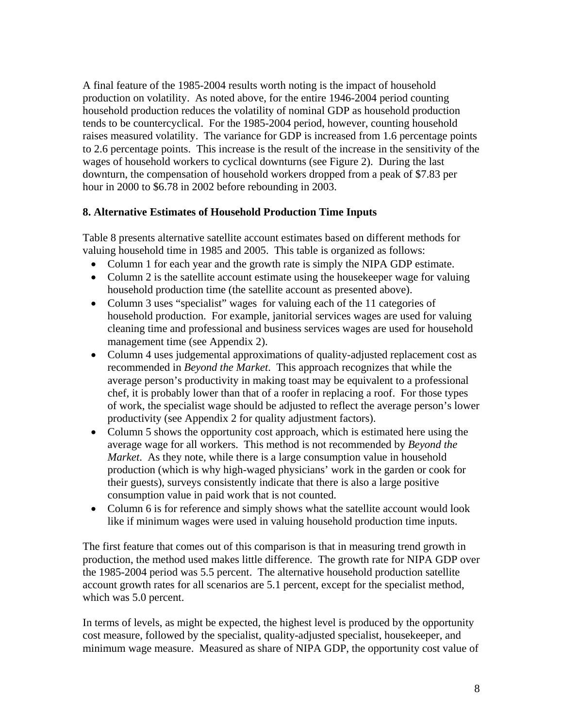A final feature of the 1985-2004 results worth noting is the impact of household production on volatility. As noted above, for the entire 1946-2004 period counting household production reduces the volatility of nominal GDP as household production tends to be countercyclical. For the 1985-2004 period, however, counting household raises measured volatility. The variance for GDP is increased from 1.6 percentage points to 2.6 percentage points. This increase is the result of the increase in the sensitivity of the wages of household workers to cyclical downturns (see Figure 2). During the last downturn, the compensation of household workers dropped from a peak of $7.83 per hour in 2000 to $6.78 in 2002 before rebounding in 2003.

## 8. Alternative Estimates of Household Production Time Inputs

Table 8 presents alternative satellite account estimates based on different methods for valuing household time in 1985 and 2005. This table is organized as follows:

- Column 1 for each year and the growth rate is simply the NIPA GDP estimate.
- Column 2 is the satellite account estimate using the housekeeper wage for valuing household production time (the satellite account as presented above).
- Column 3 uses "specialist" wages for valuing each of the 11 categories of household production. For example, janitorial services wages are used for valuing cleaning time and professional and business services wages are used for household management time (see Appendix 2).
- Column 4 uses judgemental approximations of quality-adjusted replacement cost as recommended in *Beyond the Market*. This approach recognizes that while the average person's productivity in making toast may be equivalent to a professional chef, it is probably lower than that of a roofer in replacing a roof. For those types of work, the specialist wage should be adjusted to reflect the average person's lower productivity (see Appendix 2 for quality adjustment factors).
- Column 5 shows the opportunity cost approach, which is estimated here using the average wage for all workers. This method is not recommended by *Beyond the Market*. As they note, while there is a large consumption value in household production (which is why high-waged physicians' work in the garden or cook for their guests), surveys consistently indicate that there is also a large positive consumption value in paid work that is not counted.
- Column 6 is for reference and simply shows what the satellite account would look like if minimum wages were used in valuing household production time inputs.

The first feature that comes out of this comparison is that in measuring trend growth in production, the method used makes little difference. The growth rate for NIPA GDP over the 1985-2004 period was 5.5 percent. The alternative household production satellite account growth rates for all scenarios are 5.1 percent, except for the specialist method, which was 5.0 percent.

In terms of levels, as might be expected, the highest level is produced by the opportunity cost measure, followed by the specialist, quality-adjusted specialist, housekeeper, and minimum wage measure. Measured as share of NIPA GDP, the opportunity cost value of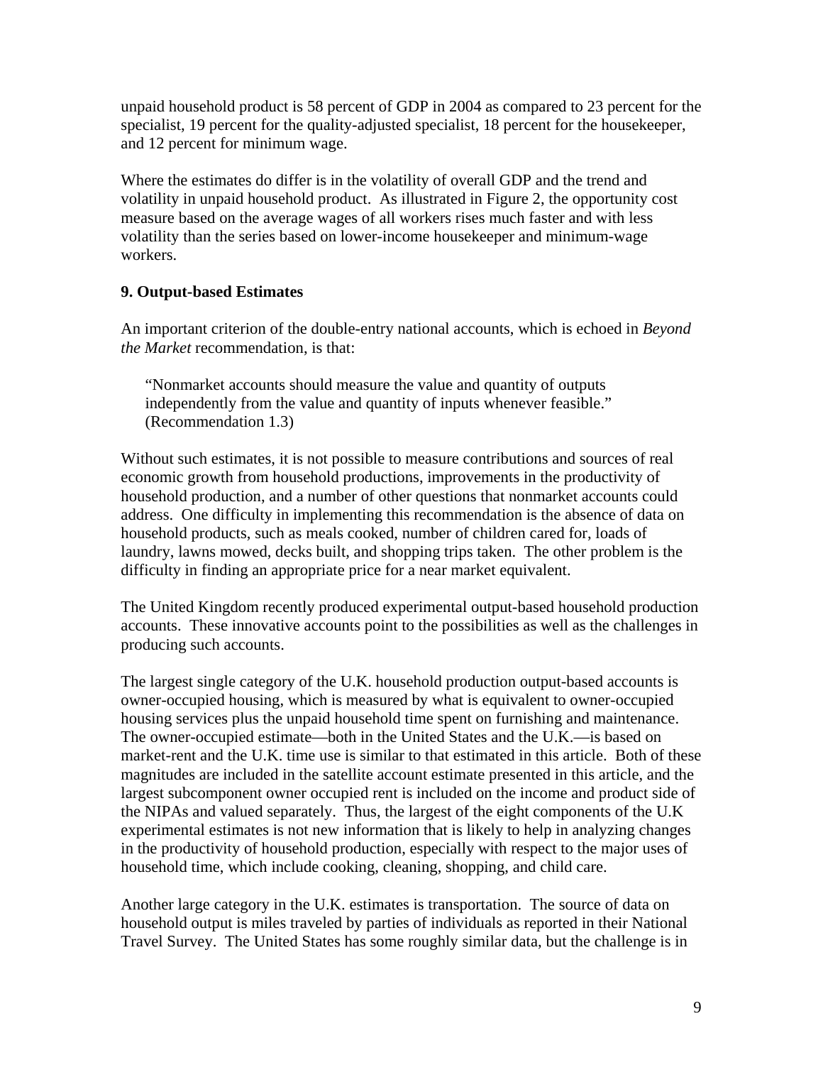unpaid household product is 58 percent of GDP in 2004 as compared to 23 percent for the specialist, 19 percent for the quality-adjusted specialist, 18 percent for the housekeeper, and 12 percent for minimum wage.

Where the estimates do differ is in the volatility of overall GDP and the trend and volatility in unpaid household product. As illustrated in Figure 2, the opportunity cost measure based on the average wages of all workers rises much faster and with less volatility than the series based on lower-income housekeeper and minimum-wage workers.

## 9. Output-based Estimates

An important criterion of the double-entry national accounts, which is echoed in *Beyond the Market* recommendation, is that:

> "Nonmarket accounts should measure the value and quantity of outputs independently from the value and quantity of inputs whenever feasible." (Recommendation 1.3)

Without such estimates, it is not possible to measure contributions and sources of real economic growth from household productions, improvements in the productivity of household production, and a number of other questions that nonmarket accounts could address. One difficulty in implementing this recommendation is the absence of data on household products, such as meals cooked, number of children cared for, loads of laundry, lawns mowed, decks built, and shopping trips taken. The other problem is the difficulty in finding an appropriate price for a near market equivalent.

The United Kingdom recently produced experimental output-based household production accounts. These innovative accounts point to the possibilities as well as the challenges in producing such accounts.

The largest single category of the U.K. household production output-based accounts is owner-occupied housing, which is measured by what is equivalent to owner-occupied housing services plus the unpaid household time spent on furnishing and maintenance. The owner-occupied estimate—both in the United States and the U.K.—is based on market-rent and the U.K. time use is similar to that estimated in this article. Both of these magnitudes are included in the satellite account estimate presented in this article, and the largest subcomponent owner occupied rent is included on the income and product side of the NIPAs and valued separately. Thus, the largest of the eight components of the U.K experimental estimates is not new information that is likely to help in analyzing changes in the productivity of household production, especially with respect to the major uses of household time, which include cooking, cleaning, shopping, and child care.

Another large category in the U.K. estimates is transportation. The source of data on household output is miles traveled by parties of individuals as reported in their National Travel Survey. The United States has some roughly similar data, but the challenge is in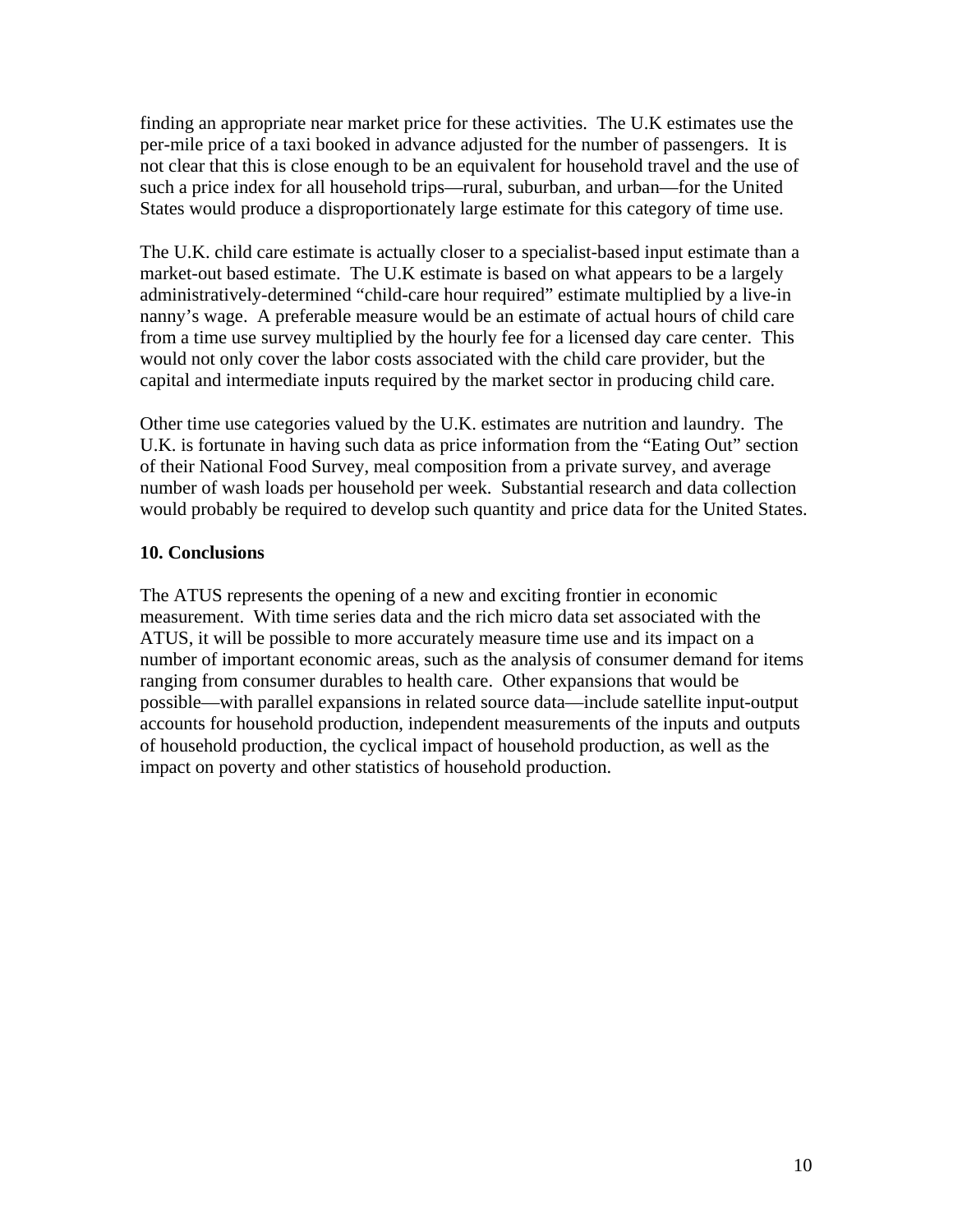finding an appropriate near market price for these activities. The U.K estimates use the per-mile price of a taxi booked in advance adjusted for the number of passengers. It is not clear that this is close enough to be an equivalent for household travel and the use of such a price index for all household trips—rural, suburban, and urban—for the United States would produce a disproportionately large estimate for this category of time use.

The U.K. child care estimate is actually closer to a specialist-based input estimate than a market-out based estimate. The U.K estimate is based on what appears to be a largely administratively-determined "child-care hour required" estimate multiplied by a live-in nanny's wage. A preferable measure would be an estimate of actual hours of child care from a time use survey multiplied by the hourly fee for a licensed day care center. This would not only cover the labor costs associated with the child care provider, but the capital and intermediate inputs required by the market sector in producing child care.

Other time use categories valued by the U.K. estimates are nutrition and laundry. The U.K. is fortunate in having such data as price information from the "Eating Out" section of their National Food Survey, meal composition from a private survey, and average number of wash loads per household per week. Substantial research and data collection would probably be required to develop such quantity and price data for the United States.

## 10. Conclusions

The ATUS represents the opening of a new and exciting frontier in economic measurement. With time series data and the rich micro data set associated with the ATUS, it will be possible to more accurately measure time use and its impact on a number of important economic areas, such as the analysis of consumer demand for items ranging from consumer durables to health care. Other expansions that would be possible—with parallel expansions in related source data—include satellite input-output accounts for household production, independent measurements of the inputs and outputs of household production, the cyclical impact of household production, as well as the impact on poverty and other statistics of household production.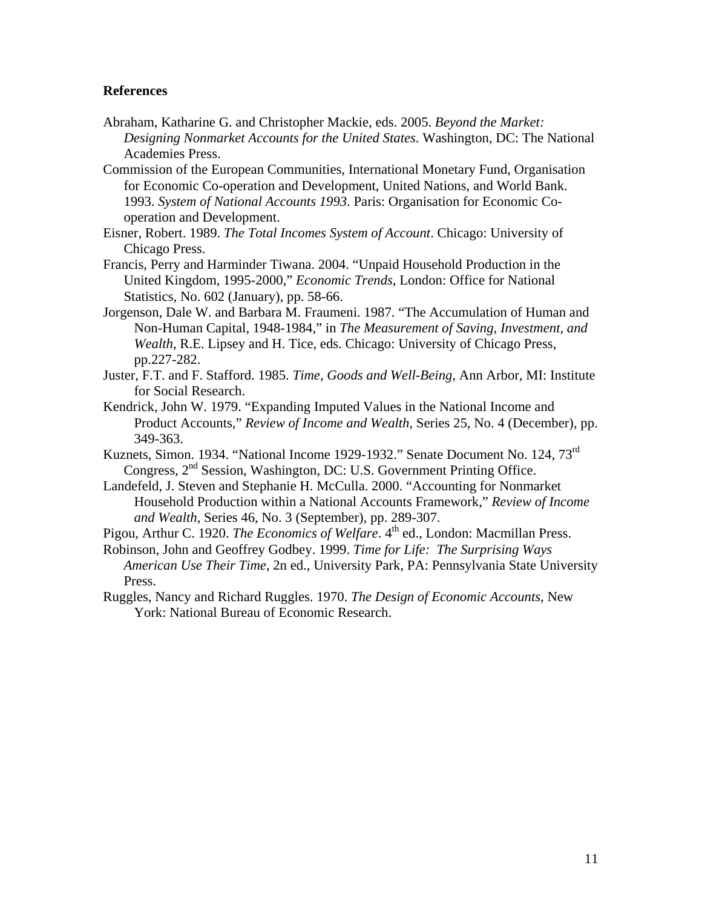**References**

Abraham, Katharine G. and Christopher Mackie, eds. 2005. *Beyond the Market: Designing Nonmarket Accounts for the United States*. Washington, DC: The National Academies Press.

Commission of the European Communities, International Monetary Fund, Organisation for Economic Co-operation and Development, United Nations, and World Bank. 1993. *System of National Accounts 1993*. Paris: Organisation for Economic Co-operation and Development.

Eisner, Robert. 1989. *The Total Incomes System of Account*. Chicago: University of Chicago Press.

Francis, Perry and Harminder Tiwana. 2004. "Unpaid Household Production in the United Kingdom, 1995-2000," *Economic Trends*, London: Office for National Statistics, No. 602 (January), pp. 58-66.

Jorgenson, Dale W. and Barbara M. Fraumeni. 1987. "The Accumulation of Human and Non-Human Capital, 1948-1984," in *The Measurement of Saving, Investment, and Wealth*, R.E. Lipsey and H. Tice, eds. Chicago: University of Chicago Press, pp.227-282.

Juster, F.T. and F. Stafford. 1985. *Time, Goods and Well-Being*, Ann Arbor, MI: Institute for Social Research.

Kendrick, John W. 1979. "Expanding Imputed Values in the National Income and Product Accounts," *Review of Income and Wealth*, Series 25, No. 4 (December), pp. 349-363.

Kuznets, Simon. 1934. "National Income 1929-1932." Senate Document No. 124, 73rd Congress, 2nd Session, Washington, DC: U.S. Government Printing Office.

Landefeld, J. Steven and Stephanie H. McCulla. 2000. "Accounting for Nonmarket Household Production within a National Accounts Framework," *Review of Income and Wealth*, Series 46, No. 3 (September), pp. 289-307.

Pigou, Arthur C. 1920. *The Economics of Welfare*. 4th ed., London: Macmillan Press.

Robinson, John and Geoffrey Godbey. 1999. *Time for Life: The Surprising Ways American Use Their Time*, 2n ed., University Park, PA: Pennsylvania State University Press.

Ruggles, Nancy and Richard Ruggles. 1970. *The Design of Economic Accounts*, New York: National Bureau of Economic Research.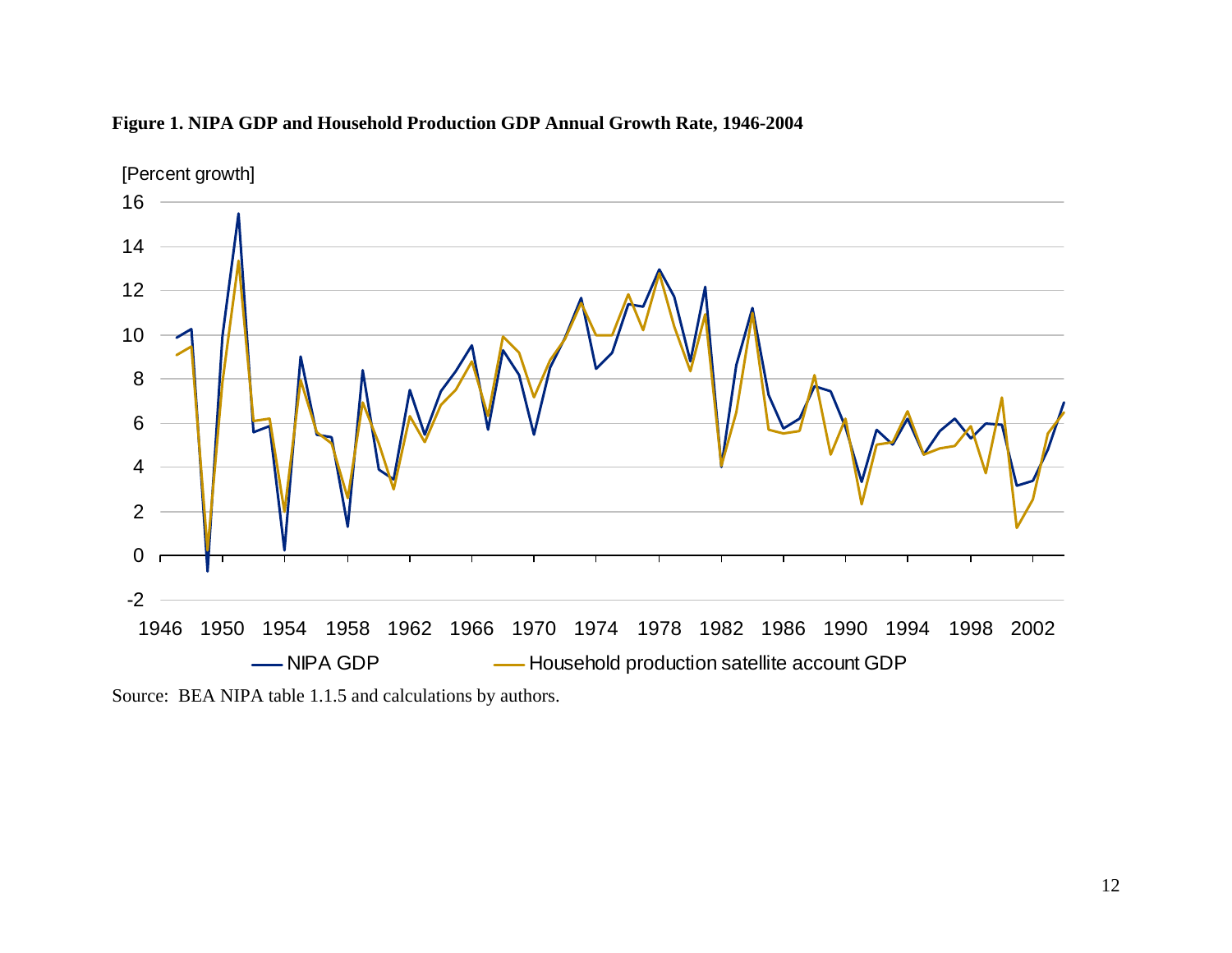**Figure 1. NIPA GDP and Household Production GDP Annual Growth Rate, 1946-2004**

[Percent growth]

NIPA GDP — Household production satellite account GDP

Source: BEA NIPA table 1.1.5 and calculations by authors.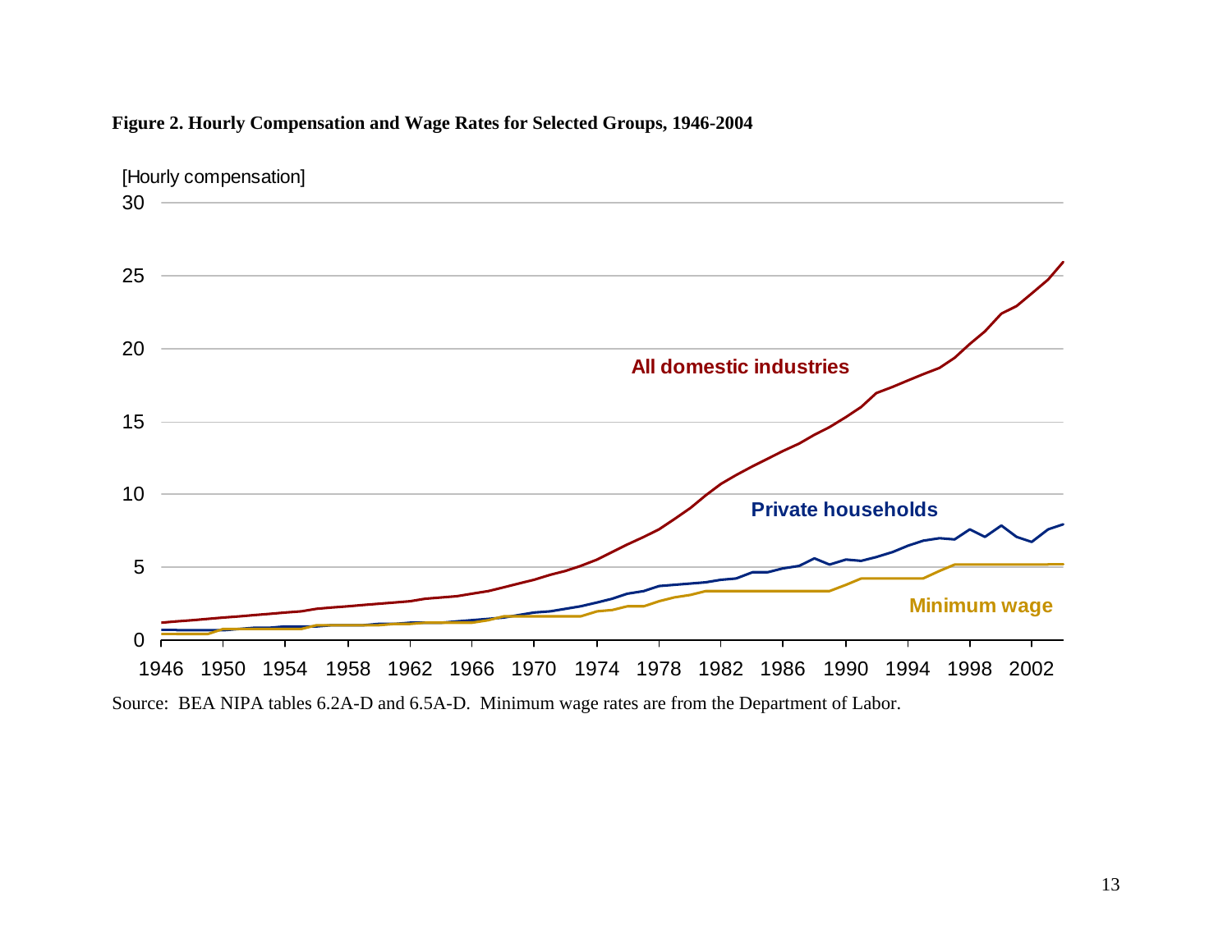**Figure 2. Hourly Compensation and Wage Rates for Selected Groups, 1946-2004**

Source: BEA NIPA tables 6.2A-D and 6.5A-D. Minimum wage rates are from the Department of Labor.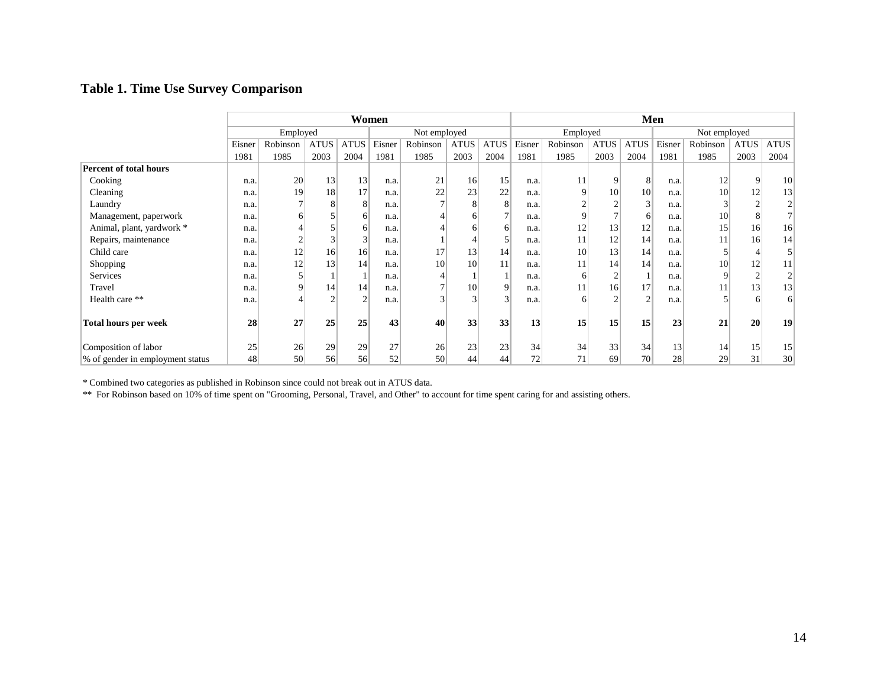## Table 1. Time Use Survey Comparison

| | Women | | | | | | | | Men | | | | | | | |
|---|---|---|---|---|---|---|---|---|---|---|---|---|---|---|---|---|
| | Employed | | | | Not employed | | | | Employed | | | | Not employed | | | |
| | Eisner 1981 | Robinson 1985 | ATUS 2003 | ATUS 2004 | Eisner 1981 | Robinson 1985 | ATUS 2003 | ATUS 2004 | Eisner 1981 | Robinson 1985 | ATUS 2003 | ATUS 2004 | Eisner 1981 | Robinson 1985 | ATUS 2003 | ATUS 2004 |
| **Percent of total hours** | | | | | | | | | | | | | | | | |
| Cooking | n.a. | 20 | 13 | 13 | n.a. | 21 | 16 | 15 | n.a. | 11 | 9 | 8 | n.a. | 12 | 9 | 10 |
| Cleaning | n.a. | 19 | 18 | 17 | n.a. | 22 | 23 | 22 | n.a. | 9 | 10 | 10 | n.a. | 10 | 12 | 13 |
| Laundry | n.a. | 7 | 8 | 8 | n.a. | 7 | 8 | 8 | n.a. | 2 | 2 | 3 | n.a. | 3 | 2 | 2 |
| Management, paperwork | n.a. | 6 | 5 | 6 | n.a. | 4 | 6 | 7 | n.a. | 9 | 7 | 6 | n.a. | 10 | 8 | 7 |
| Animal, plant, yardwork * | n.a. | 4 | 5 | 6 | n.a. | 4 | 6 | 6 | n.a. | 12 | 13 | 12 | n.a. | 15 | 16 | 16 |
| Repairs, maintenance | n.a. | 2 | 3 | 3 | n.a. | 1 | 4 | 5 | n.a. | 11 | 12 | 14 | n.a. | 11 | 16 | 14 |
| Child care | n.a. | 12 | 16 | 16 | n.a. | 17 | 13 | 14 | n.a. | 10 | 13 | 14 | n.a. | 5 | 4 | 5 |
| Shopping | n.a. | 12 | 13 | 14 | n.a. | 10 | 10 | 11 | n.a. | 11 | 14 | 14 | n.a. | 10 | 12 | 11 |
| Services | n.a. | 5 | 1 | 1 | n.a. | 4 | 1 | 1 | n.a. | 6 | 2 | 1 | n.a. | 9 | 2 | 2 |
| Travel | n.a. | 9 | 14 | 14 | n.a. | 7 | 10 | 9 | n.a. | 11 | 16 | 17 | n.a. | 11 | 13 | 13 |
| Health care ** | n.a. | 4 | 2 | 2 | n.a. | 3 | 3 | 3 | n.a. | 6 | 2 | 2 | n.a. | 5 | 6 | 6 |
| **Total hours per week** | **28** | **27** | **25** | **25** | **43** | **40** | **33** | **33** | **13** | **15** | **15** | **15** | **23** | **21** | **20** | **19** |
| Composition of labor | 25 | 26 | 29 | 29 | 27 | 26 | 23 | 23 | 34 | 34 | 33 | 34 | 13 | 14 | 15 | 15 |
| % of gender in employment status | 48 | 50 | 56 | 56 | 52 | 50 | 44 | 44 | 72 | 71 | 69 | 70 | 28 | 29 | 31 | 30 |

* Combined two categories as published in Robinson since could not break out in ATUS data.

** For Robinson based on 10% of time spent on "Grooming, Personal, Travel, and Other" to account for time spent caring for and assisting others.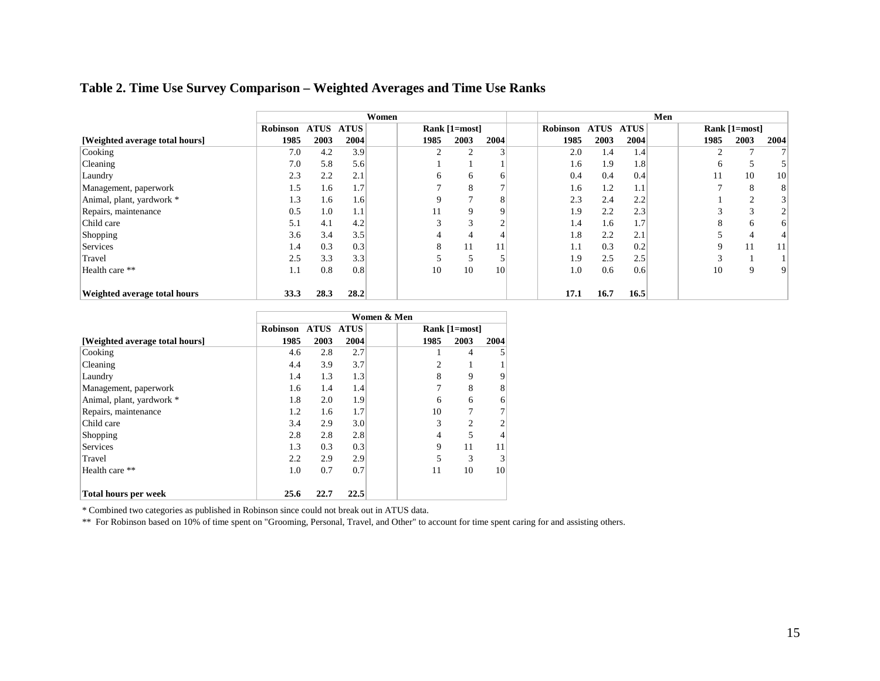## Table 2. Time Use Survey Comparison – Weighted Averages and Time Use Ranks

| | Women | | | | | | Men | | | | | |
|---|---|---|---|---|---|---|---|---|---|---|---|---|
| | Robinson | ATUS | ATUS | Rank [1=most] | | | Robinson | ATUS | ATUS | Rank [1=most] | | |
| [Weighted average total hours] | 1985 | 2003 | 2004 | 1985 | 2003 | 2004 | 1985 | 2003 | 2004 | 1985 | 2003 | 2004 |
| Cooking | 7.0 | 4.2 | 3.9 | 2 | 2 | 3 | 2.0 | 1.4 | 1.4 | 2 | 7 | 7 |
| Cleaning | 7.0 | 5.8 | 5.6 | 1 | 1 | 1 | 1.6 | 1.9 | 1.8 | 6 | 5 | 5 |
| Laundry | 2.3 | 2.2 | 2.1 | 6 | 6 | 6 | 0.4 | 0.4 | 0.4 | 11 | 10 | 10 |
| Management, paperwork | 1.5 | 1.6 | 1.7 | 7 | 8 | 7 | 1.6 | 1.2 | 1.1 | 7 | 8 | 8 |
| Animal, plant, yardwork * | 1.3 | 1.6 | 1.6 | 9 | 7 | 8 | 2.3 | 2.4 | 2.2 | 1 | 2 | 3 |
| Repairs, maintenance | 0.5 | 1.0 | 1.1 | 11 | 9 | 9 | 1.9 | 2.2 | 2.3 | 3 | 3 | 2 |
| Child care | 5.1 | 4.1 | 4.2 | 3 | 3 | 2 | 1.4 | 1.6 | 1.7 | 8 | 6 | 6 |
| Shopping | 3.6 | 3.4 | 3.5 | 4 | 4 | 4 | 1.8 | 2.2 | 2.1 | 5 | 4 | 4 |
| Services | 1.4 | 0.3 | 0.3 | 8 | 11 | 11 | 1.1 | 0.3 | 0.2 | 9 | 11 | 11 |
| Travel | 2.5 | 3.3 | 3.3 | 5 | 5 | 5 | 1.9 | 2.5 | 2.5 | 3 | 1 | 1 |
| Health care ** | 1.1 | 0.8 | 0.8 | 10 | 10 | 10 | 1.0 | 0.6 | 0.6 | 10 | 9 | 9 |
| **Weighted average total hours** | **33.3** | **28.3** | **28.2** | | | | **17.1** | **16.7** | **16.5** | | | |

| | Women & Men | | | | | |
|---|---|---|---|---|---|---|
| | Robinson | ATUS | ATUS | Rank [1=most] | | |
| [Weighted average total hours] | 1985 | 2003 | 2004 | 1985 | 2003 | 2004 |
| Cooking | 4.6 | 2.8 | 2.7 | 1 | 4 | 5 |
| Cleaning | 4.4 | 3.9 | 3.7 | 2 | 1 | 1 |
| Laundry | 1.4 | 1.3 | 1.3 | 8 | 9 | 9 |
| Management, paperwork | 1.6 | 1.4 | 1.4 | 7 | 8 | 8 |
| Animal, plant, yardwork * | 1.8 | 2.0 | 1.9 | 6 | 6 | 6 |
| Repairs, maintenance | 1.2 | 1.6 | 1.7 | 10 | 7 | 7 |
| Child care | 3.4 | 2.9 | 3.0 | 3 | 2 | 2 |
| Shopping | 2.8 | 2.8 | 2.8 | 4 | 5 | 4 |
| Services | 1.3 | 0.3 | 0.3 | 9 | 11 | 11 |
| Travel | 2.2 | 2.9 | 2.9 | 5 | 3 | 3 |
| Health care ** | 1.0 | 0.7 | 0.7 | 11 | 10 | 10 |
| **Total hours per week** | **25.6** | **22.7** | **22.5** | | | |

* Combined two categories as published in Robinson since could not break out in ATUS data.

** For Robinson based on 10% of time spent on "Grooming, Personal, Travel, and Other" to account for time spent caring for and assisting others.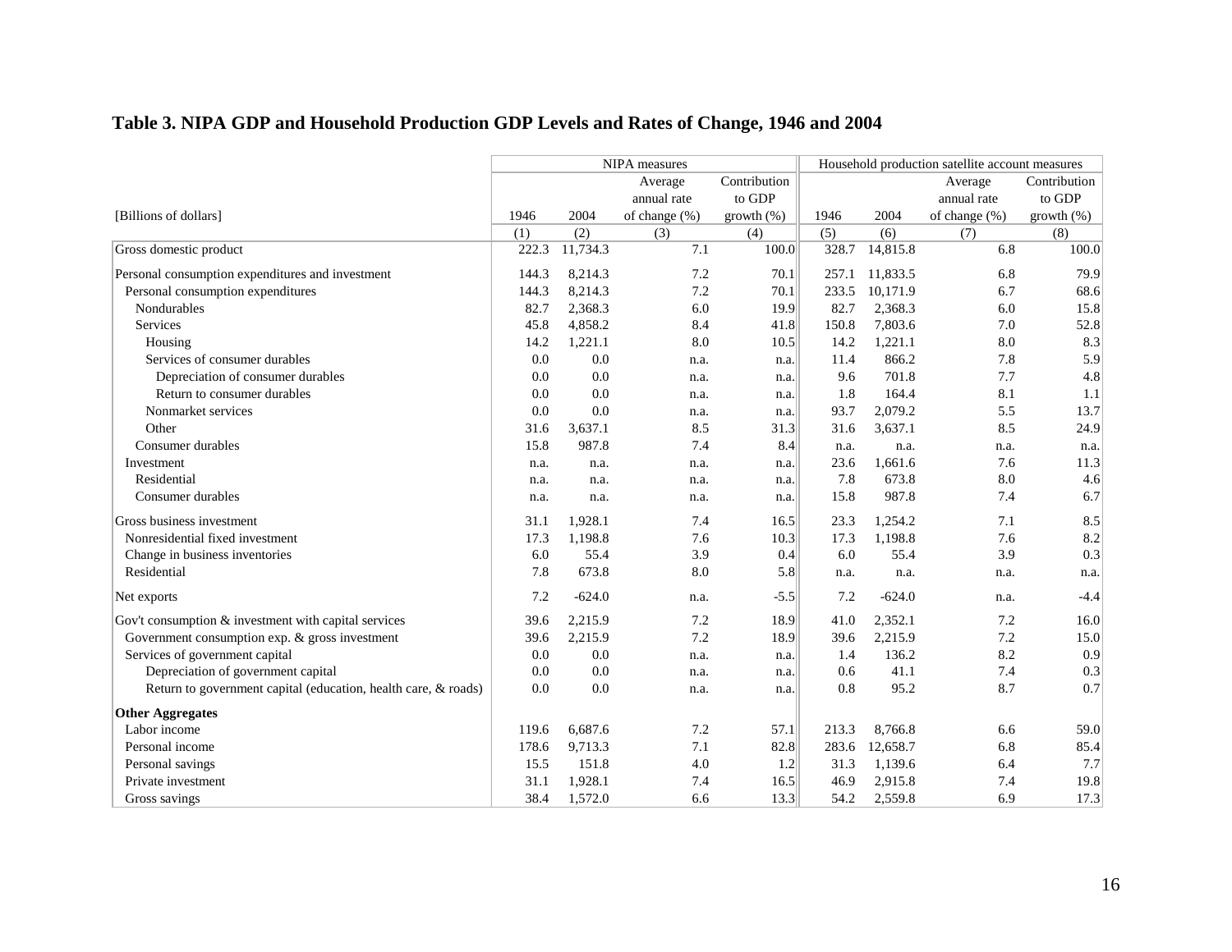## Table 3. NIPA GDP and Household Production GDP Levels and Rates of Change, 1946 and 2004

| [Billions of dollars] | NIPA measures | | | | Household production satellite account measures | | | |
|---|---|---|---|---|---|---|---|---|
| | 1946 | 2004 | Average annual rate of change (%) | Contribution to GDP growth (%) | 1946 | 2004 | Average annual rate of change (%) | Contribution to GDP growth (%) |
| | (1) | (2) | (3) | (4) | (5) | (6) | (7) | (8) |
| Gross domestic product | 222.3 | 11,734.3 | 7.1 | 100.0 | 328.7 | 14,815.8 | 6.8 | 100.0 |
| Personal consumption expenditures and investment | 144.3 | 8,214.3 | 7.2 | 70.1 | 257.1 | 11,833.5 | 6.8 | 79.9 |
| Personal consumption expenditures | 144.3 | 8,214.3 | 7.2 | 70.1 | 233.5 | 10,171.9 | 6.7 | 68.6 |
| Nondurables | 82.7 | 2,368.3 | 6.0 | 19.9 | 82.7 | 2,368.3 | 6.0 | 15.8 |
| Services | 45.8 | 4,858.2 | 8.4 | 41.8 | 150.8 | 7,803.6 | 7.0 | 52.8 |
| Housing | 14.2 | 1,221.1 | 8.0 | 10.5 | 14.2 | 1,221.1 | 8.0 | 8.3 |
| Services of consumer durables | 0.0 | 0.0 | n.a. | n.a. | 11.4 | 866.2 | 7.8 | 5.9 |
| Depreciation of consumer durables | 0.0 | 0.0 | n.a. | n.a. | 9.6 | 701.8 | 7.7 | 4.8 |
| Return to consumer durables | 0.0 | 0.0 | n.a. | n.a. | 1.8 | 164.4 | 8.1 | 1.1 |
| Nonmarket services | 0.0 | 0.0 | n.a. | n.a. | 93.7 | 2,079.2 | 5.5 | 13.7 |
| Other | 31.6 | 3,637.1 | 8.5 | 31.3 | 31.6 | 3,637.1 | 8.5 | 24.9 |
| Consumer durables | 15.8 | 987.8 | 7.4 | 8.4 | n.a. | n.a. | n.a. | n.a. |
| Investment | n.a. | n.a. | n.a. | n.a. | 23.6 | 1,661.6 | 7.6 | 11.3 |
| Residential | n.a. | n.a. | n.a. | n.a. | 7.8 | 673.8 | 8.0 | 4.6 |
| Consumer durables | n.a. | n.a. | n.a. | n.a. | 15.8 | 987.8 | 7.4 | 6.7 |
| Gross business investment | 31.1 | 1,928.1 | 7.4 | 16.5 | 23.3 | 1,254.2 | 7.1 | 8.5 |
| Nonresidential fixed investment | 17.3 | 1,198.8 | 7.6 | 10.3 | 17.3 | 1,198.8 | 7.6 | 8.2 |
| Change in business inventories | 6.0 | 55.4 | 3.9 | 0.4 | 6.0 | 55.4 | 3.9 | 0.3 |
| Residential | 7.8 | 673.8 | 8.0 | 5.8 | n.a. | n.a. | n.a. | n.a. |
| Net exports | 7.2 | -624.0 | n.a. | -5.5 | 7.2 | -624.0 | n.a. | -4.4 |
| Gov't consumption & investment with capital services | 39.6 | 2,215.9 | 7.2 | 18.9 | 41.0 | 2,352.1 | 7.2 | 16.0 |
| Government consumption exp. & gross investment | 39.6 | 2,215.9 | 7.2 | 18.9 | 39.6 | 2,215.9 | 7.2 | 15.0 |
| Services of government capital | 0.0 | 0.0 | n.a. | n.a. | 1.4 | 136.2 | 8.2 | 0.9 |
| Depreciation of government capital | 0.0 | 0.0 | n.a. | n.a. | 0.6 | 41.1 | 7.4 | 0.3 |
| Return to government capital (education, health care, & roads) | 0.0 | 0.0 | n.a. | n.a. | 0.8 | 95.2 | 8.7 | 0.7 |
| **Other Aggregates** | | | | | | | | |
| Labor income | 119.6 | 6,687.6 | 7.2 | 57.1 | 213.3 | 8,766.8 | 6.6 | 59.0 |
| Personal income | 178.6 | 9,713.3 | 7.1 | 82.8 | 283.6 | 12,658.7 | 6.8 | 85.4 |
| Personal savings | 15.5 | 151.8 | 4.0 | 1.2 | 31.3 | 1,139.6 | 6.4 | 7.7 |
| Private investment | 31.1 | 1,928.1 | 7.4 | 16.5 | 46.9 | 2,915.8 | 7.4 | 19.8 |
| Gross savings | 38.4 | 1,572.0 | 6.6 | 13.3 | 54.2 | 2,559.8 | 6.9 | 17.3 |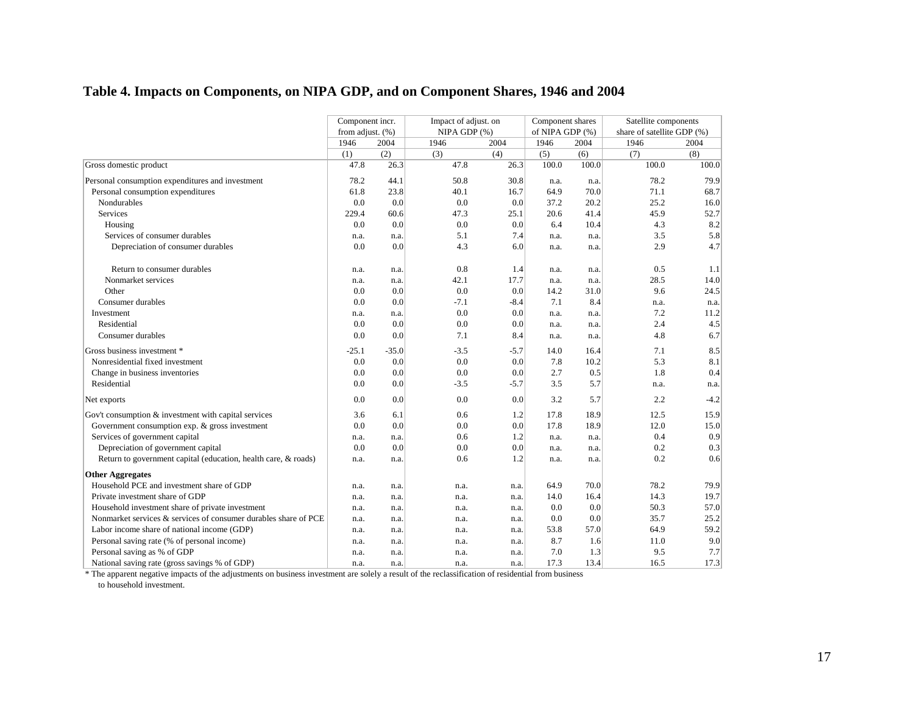## Table 4. Impacts on Components, on NIPA GDP, and on Component Shares, 1946 and 2004

| | Component incr. from adjust. (%) | | Impact of adjust. on NIPA GDP (%) | | Component shares of NIPA GDP (%) | | Satellite components share of satellite GDP (%) | |
|---|---|---|---|---|---|---|---|---|
| | 1946 | 2004 | 1946 | 2004 | 1946 | 2004 | 1946 | 2004 |
| | (1) | (2) | (3) | (4) | (5) | (6) | (7) | (8) |
| Gross domestic product | 47.8 | 26.3 | 47.8 | 26.3 | 100.0 | 100.0 | 100.0 | 100.0 |
| Personal consumption expenditures and investment | 78.2 | 44.1 | 50.8 | 30.8 | n.a. | n.a. | 78.2 | 79.9 |
| Personal consumption expenditures | 61.8 | 23.8 | 40.1 | 16.7 | 64.9 | 70.0 | 71.1 | 68.7 |
| Nondurables | 0.0 | 0.0 | 0.0 | 0.0 | 37.2 | 20.2 | 25.2 | 16.0 |
| Services | 229.4 | 60.6 | 47.3 | 25.1 | 20.6 | 41.4 | 45.9 | 52.7 |
| Housing | 0.0 | 0.0 | 0.0 | 0.0 | 6.4 | 10.4 | 4.3 | 8.2 |
| Services of consumer durables | n.a. | n.a. | 5.1 | 7.4 | n.a. | n.a. | 3.5 | 5.8 |
| Depreciation of consumer durables | 0.0 | 0.0 | 4.3 | 6.0 | n.a. | n.a. | 2.9 | 4.7 |
| Return to consumer durables | n.a. | n.a. | 0.8 | 1.4 | n.a. | n.a. | 0.5 | 1.1 |
| Nonmarket services | n.a. | n.a. | 42.1 | 17.7 | n.a. | n.a. | 28.5 | 14.0 |
| Other | 0.0 | 0.0 | 0.0 | 0.0 | 14.2 | 31.0 | 9.6 | 24.5 |
| Consumer durables | 0.0 | 0.0 | -7.1 | -8.4 | 7.1 | 8.4 | n.a. | n.a. |
| Investment | n.a. | n.a. | 0.0 | 0.0 | n.a. | n.a. | 7.2 | 11.2 |
| Residential | 0.0 | 0.0 | 0.0 | 0.0 | n.a. | n.a. | 2.4 | 4.5 |
| Consumer durables | 0.0 | 0.0 | 7.1 | 8.4 | n.a. | n.a. | 4.8 | 6.7 |
| Gross business investment * | -25.1 | -35.0 | -3.5 | -5.7 | 14.0 | 16.4 | 7.1 | 8.5 |
| Nonresidential fixed investment | 0.0 | 0.0 | 0.0 | 0.0 | 7.8 | 10.2 | 5.3 | 8.1 |
| Change in business inventories | 0.0 | 0.0 | 0.0 | 0.0 | 2.7 | 0.5 | 1.8 | 0.4 |
| Residential | 0.0 | 0.0 | -3.5 | -5.7 | 3.5 | 5.7 | n.a. | n.a. |
| Net exports | 0.0 | 0.0 | 0.0 | 0.0 | 3.2 | 5.7 | 2.2 | -4.2 |
| Gov't consumption & investment with capital services | 3.6 | 6.1 | 0.6 | 1.2 | 17.8 | 18.9 | 12.5 | 15.9 |
| Government consumption exp. & gross investment | 0.0 | 0.0 | 0.0 | 0.0 | 17.8 | 18.9 | 12.0 | 15.0 |
| Services of government capital | n.a. | n.a. | 0.6 | 1.2 | n.a. | n.a. | 0.4 | 0.9 |
| Depreciation of government capital | 0.0 | 0.0 | 0.0 | 0.0 | n.a. | n.a. | 0.2 | 0.3 |
| Return to government capital (education, health care, & roads) | n.a. | n.a. | 0.6 | 1.2 | n.a. | n.a. | 0.2 | 0.6 |
| **Other Aggregates** | | | | | | | | |
| Household PCE and investment share of GDP | n.a. | n.a. | n.a. | n.a. | 64.9 | 70.0 | 78.2 | 79.9 |
| Private investment share of GDP | n.a. | n.a. | n.a. | n.a. | 14.0 | 16.4 | 14.3 | 19.7 |
| Household investment share of private investment | n.a. | n.a. | n.a. | n.a. | 0.0 | 0.0 | 50.3 | 57.0 |
| Nonmarket services & services of consumer durables share of PCE | n.a. | n.a. | n.a. | n.a. | 0.0 | 0.0 | 35.7 | 25.2 |
| Labor income share of national income (GDP) | n.a. | n.a. | n.a. | n.a. | 53.8 | 57.0 | 64.9 | 59.2 |
| Personal saving rate (% of personal income) | n.a. | n.a. | n.a. | n.a. | 8.7 | 1.6 | 11.0 | 9.0 |
| Personal saving as % of GDP | n.a. | n.a. | n.a. | n.a. | 7.0 | 1.3 | 9.5 | 7.7 |
| National saving rate (gross savings % of GDP) | n.a. | n.a. | n.a. | n.a. | 17.3 | 13.4 | 16.5 | 17.3 |

* The apparent negative impacts of the adjustments on business investment are solely a result of the reclassification of residential from business to household investment.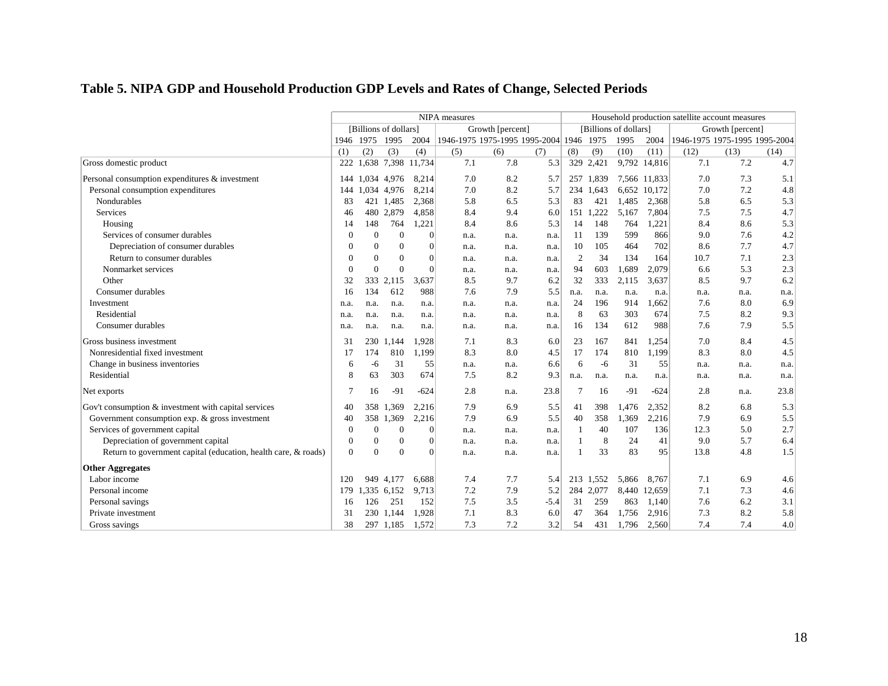## Table 5. NIPA GDP and Household Production GDP Levels and Rates of Change, Selected Periods

| | NIPA measures | | | | | | | Household production satellite account measures | | | | | | |
|---|---|---|---|---|---|---|---|---|---|---|---|---|---|---|
| | [Billions of dollars] | | | | Growth [percent] | | | [Billions of dollars] | | | | Growth [percent] | | |
| | 1946 | 1975 | 1995 | 2004 | 1946-1975 | 1975-1995 | 1995-2004 | 1946 | 1975 | 1995 | 2004 | 1946-1975 | 1975-1995 | 1995-2004 |
| | (1) | (2) | (3) | (4) | (5) | (6) | (7) | (8) | (9) | (10) | (11) | (12) | (13) | (14) |
| Gross domestic product | 222 | 1,638 | 7,398 | 11,734 | 7.1 | 7.8 | 5.3 | 329 | 2,421 | 9,792 | 14,816 | 7.1 | 7.2 | 4.7 |
| Personal consumption expenditures & investment | 144 | 1,034 | 4,976 | 8,214 | 7.0 | 8.2 | 5.7 | 257 | 1,839 | 7,566 | 11,833 | 7.0 | 7.3 | 5.1 |
| Personal consumption expenditures | 144 | 1,034 | 4,976 | 8,214 | 7.0 | 8.2 | 5.7 | 234 | 1,643 | 6,652 | 10,172 | 7.0 | 7.2 | 4.8 |
| Nondurables | 83 | 421 | 1,485 | 2,368 | 5.8 | 6.5 | 5.3 | 83 | 421 | 1,485 | 2,368 | 5.8 | 6.5 | 5.3 |
| Services | 46 | 480 | 2,879 | 4,858 | 8.4 | 9.4 | 6.0 | 151 | 1,222 | 5,167 | 7,804 | 7.5 | 7.5 | 4.7 |
| Housing | 14 | 148 | 764 | 1,221 | 8.4 | 8.6 | 5.3 | 14 | 148 | 764 | 1,221 | 8.4 | 8.6 | 5.3 |
| Services of consumer durables | 0 | 0 | 0 | 0 | n.a. | n.a. | n.a. | 11 | 139 | 599 | 866 | 9.0 | 7.6 | 4.2 |
| Depreciation of consumer durables | 0 | 0 | 0 | 0 | n.a. | n.a. | n.a. | 10 | 105 | 464 | 702 | 8.6 | 7.7 | 4.7 |
| Return to consumer durables | 0 | 0 | 0 | 0 | n.a. | n.a. | n.a. | 2 | 34 | 134 | 164 | 10.7 | 7.1 | 2.3 |
| Nonmarket services | 0 | 0 | 0 | 0 | n.a. | n.a. | n.a. | 94 | 603 | 1,689 | 2,079 | 6.6 | 5.3 | 2.3 |
| Other | 32 | 333 | 2,115 | 3,637 | 8.5 | 9.7 | 6.2 | 32 | 333 | 2,115 | 3,637 | 8.5 | 9.7 | 6.2 |
| Consumer durables | 16 | 134 | 612 | 988 | 7.6 | 7.9 | 5.5 | n.a. | n.a. | n.a. | n.a. | n.a. | n.a. | n.a. |
| Investment | n.a. | n.a. | n.a. | n.a. | n.a. | n.a. | n.a. | 24 | 196 | 914 | 1,662 | 7.6 | 8.0 | 6.9 |
| Residential | n.a. | n.a. | n.a. | n.a. | n.a. | n.a. | n.a. | 8 | 63 | 303 | 674 | 7.5 | 8.2 | 9.3 |
| Consumer durables | n.a. | n.a. | n.a. | n.a. | n.a. | n.a. | n.a. | 16 | 134 | 612 | 988 | 7.6 | 7.9 | 5.5 |
| Gross business investment | 31 | 230 | 1,144 | 1,928 | 7.1 | 8.3 | 6.0 | 23 | 167 | 841 | 1,254 | 7.0 | 8.4 | 4.5 |
| Nonresidential fixed investment | 17 | 174 | 810 | 1,199 | 8.3 | 8.0 | 4.5 | 17 | 174 | 810 | 1,199 | 8.3 | 8.0 | 4.5 |
| Change in business inventories | 6 | -6 | 31 | 55 | n.a. | n.a. | 6.6 | 6 | -6 | 31 | 55 | n.a. | n.a. | n.a. |
| Residential | 8 | 63 | 303 | 674 | 7.5 | 8.2 | 9.3 | n.a. | n.a. | n.a. | n.a. | n.a. | n.a. | n.a. |
| Net exports | 7 | 16 | -91 | -624 | 2.8 | n.a. | 23.8 | 7 | 16 | -91 | -624 | 2.8 | n.a. | 23.8 |
| Gov't consumption & investment with capital services | 40 | 358 | 1,369 | 2,216 | 7.9 | 6.9 | 5.5 | 41 | 398 | 1,476 | 2,352 | 8.2 | 6.8 | 5.3 |
| Government consumption exp. & gross investment | 40 | 358 | 1,369 | 2,216 | 7.9 | 6.9 | 5.5 | 40 | 358 | 1,369 | 2,216 | 7.9 | 6.9 | 5.5 |
| Services of government capital | 0 | 0 | 0 | 0 | n.a. | n.a. | n.a. | 1 | 40 | 107 | 136 | 12.3 | 5.0 | 2.7 |
| Depreciation of government capital | 0 | 0 | 0 | 0 | n.a. | n.a. | n.a. | 1 | 8 | 24 | 41 | 9.0 | 5.7 | 6.4 |
| Return to government capital (education, health care, & roads) | 0 | 0 | 0 | 0 | n.a. | n.a. | n.a. | 1 | 33 | 83 | 95 | 13.8 | 4.8 | 1.5 |
| **Other Aggregates** | | | | | | | | | | | | | | |
| Labor income | 120 | 949 | 4,177 | 6,688 | 7.4 | 7.7 | 5.4 | 213 | 1,552 | 5,866 | 8,767 | 7.1 | 6.9 | 4.6 |
| Personal income | 179 | 1,335 | 6,152 | 9,713 | 7.2 | 7.9 | 5.2 | 284 | 2,077 | 8,440 | 12,659 | 7.1 | 7.3 | 4.6 |
| Personal savings | 16 | 126 | 251 | 152 | 7.5 | 3.5 | -5.4 | 31 | 259 | 863 | 1,140 | 7.6 | 6.2 | 3.1 |
| Private investment | 31 | 230 | 1,144 | 1,928 | 7.1 | 8.3 | 6.0 | 47 | 364 | 1,756 | 2,916 | 7.3 | 8.2 | 5.8 |
| Gross savings | 38 | 297 | 1,185 | 1,572 | 7.3 | 7.2 | 3.2 | 54 | 431 | 1,796 | 2,560 | 7.4 | 7.4 | 4.0 |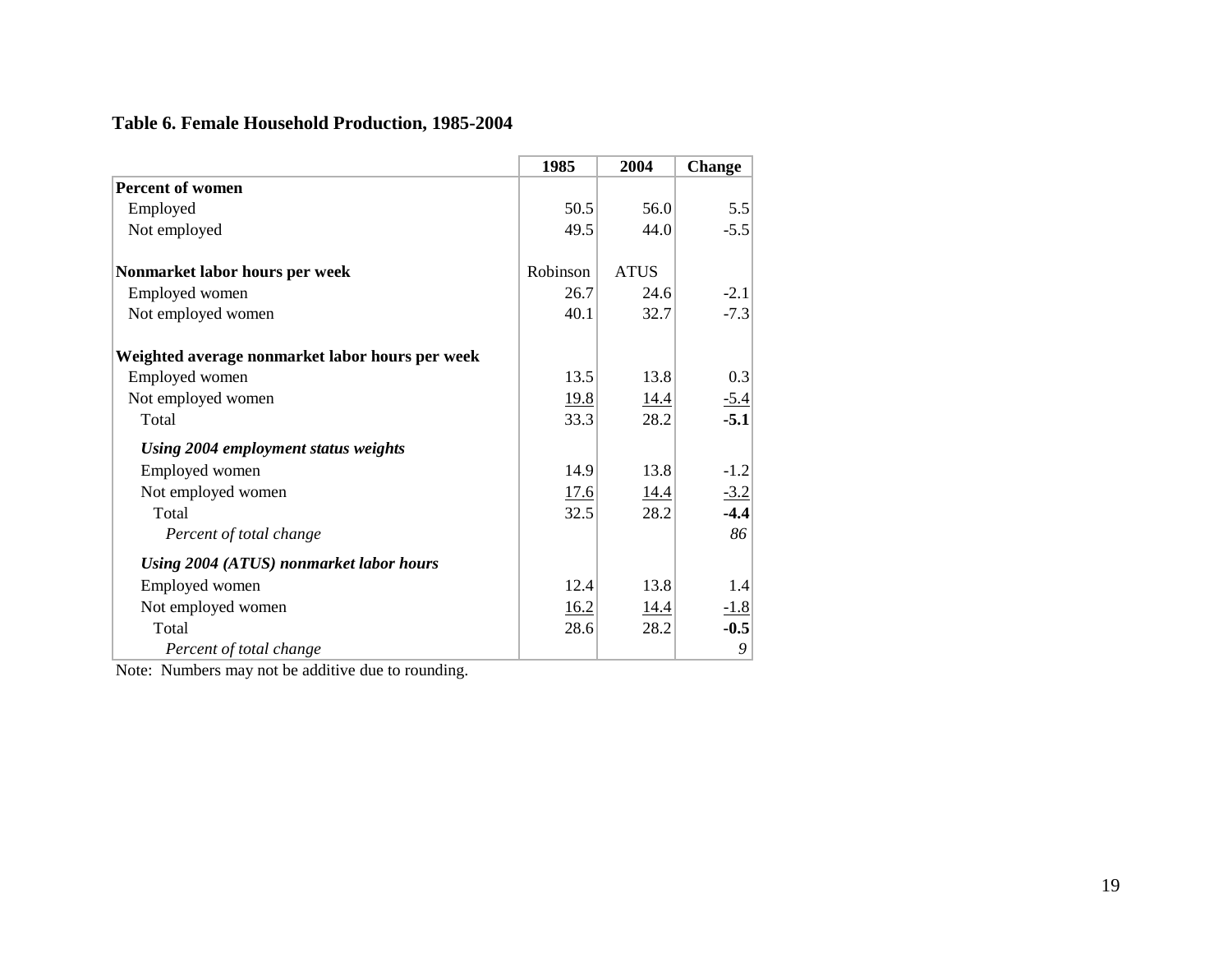## Table 6. Female Household Production, 1985-2004

| | 1985 | 2004 | Change |
|---|---|---|---|
| **Percent of women** | | | |
| Employed | 50.5 | 56.0 | 5.5 |
| Not employed | 49.5 | 44.0 | -5.5 |
| | | | |
| **Nonmarket labor hours per week** | Robinson | ATUS | |
| Employed women | 26.7 | 24.6 | -2.1 |
| Not employed women | 40.1 | 32.7 | -7.3 |
| | | | |
| **Weighted average nonmarket labor hours per week** | | | |
| Employed women | 13.5 | 13.8 | 0.3 |
| Not employed women | 19.8 | 14.4 | -5.4 |
| Total | 33.3 | 28.2 | **-5.1** |
| ***Using 2004 employment status weights*** | | | |
| Employed women | 14.9 | 13.8 | -1.2 |
| Not employed women | 17.6 | 14.4 | -3.2 |
| Total | 32.5 | 28.2 | **-4.4** |
| *Percent of total change* | | | *86* |
| ***Using 2004 (ATUS) nonmarket labor hours*** | | | |
| Employed women | 12.4 | 13.8 | 1.4 |
| Not employed women | 16.2 | 14.4 | -1.8 |
| Total | 28.6 | 28.2 | **-0.5** |
| *Percent of total change* | | | *9* |

Note: Numbers may not be additive due to rounding.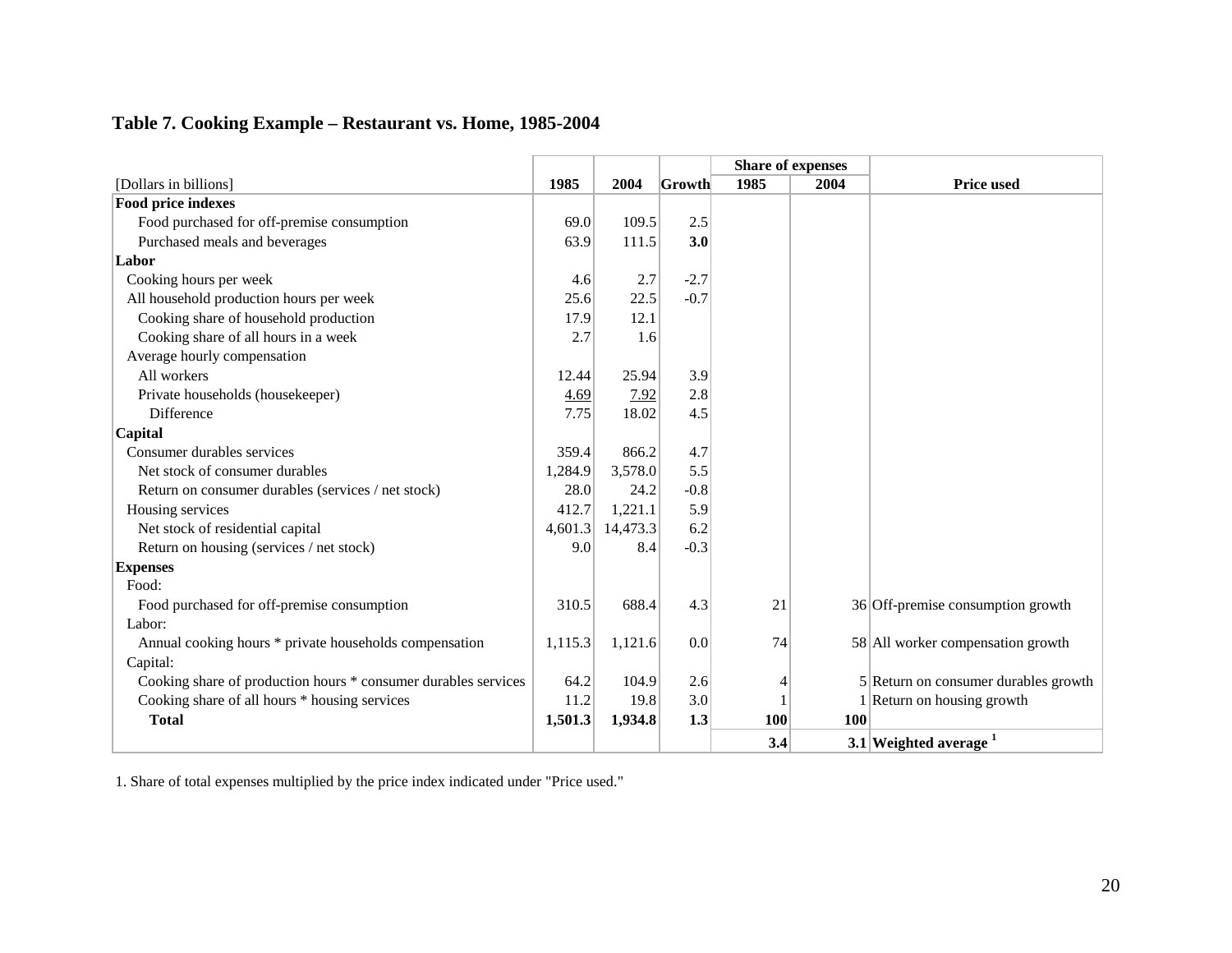### Table 7. Cooking Example – Restaurant vs. Home, 1985-2004

| [Dollars in billions] | 1985 | 2004 | Growth | Share of expenses 1985 | Share of expenses 2004 | Price used |
|---|---|---|---|---|---|---|
| **Food price indexes** | | | | | | |
| Food purchased for off-premise consumption | 69.0 | 109.5 | 2.5 | | | |
| Purchased meals and beverages | 63.9 | 111.5 | **3.0** | | | |
| **Labor** | | | | | | |
| Cooking hours per week | 4.6 | 2.7 | -2.7 | | | |
| All household production hours per week | 25.6 | 22.5 | -0.7 | | | |
| Cooking share of household production | 17.9 | 12.1 | | | | |
| Cooking share of all hours in a week | 2.7 | 1.6 | | | | |
| Average hourly compensation | | | | | | |
| All workers | 12.44 | 25.94 | 3.9 | | | |
| Private households (housekeeper) | 4.69 | 7.92 | 2.8 | | | |
| Difference | 7.75 | 18.02 | 4.5 | | | |
| **Capital** | | | | | | |
| Consumer durables services | 359.4 | 866.2 | 4.7 | | | |
| Net stock of consumer durables | 1,284.9 | 3,578.0 | 5.5 | | | |
| Return on consumer durables (services / net stock) | 28.0 | 24.2 | -0.8 | | | |
| Housing services | 412.7 | 1,221.1 | 5.9 | | | |
| Net stock of residential capital | 4,601.3 | 14,473.3 | 6.2 | | | |
| Return on housing (services / net stock) | 9.0 | 8.4 | -0.3 | | | |
| **Expenses** | | | | | | |
| Food: | | | | | | |
| Food purchased for off-premise consumption | 310.5 | 688.4 | 4.3 | 21 | 36 | Off-premise consumption growth |
| Labor: | | | | | | |
| Annual cooking hours * private households compensation | 1,115.3 | 1,121.6 | 0.0 | 74 | 58 | All worker compensation growth |
| Capital: | | | | | | |
| Cooking share of production hours * consumer durables services | 64.2 | 104.9 | 2.6 | 4 | 5 | Return on consumer durables growth |
| Cooking share of all hours * housing services | 11.2 | 19.8 | 3.0 | 1 | 1 | Return on housing growth |
| **Total** | **1,501.3** | **1,934.8** | **1.3** | **100** | **100** | |
| | | | | **3.4** | **3.1** | **Weighted average** [1] |

1. Share of total expenses multiplied by the price index indicated under "Price used."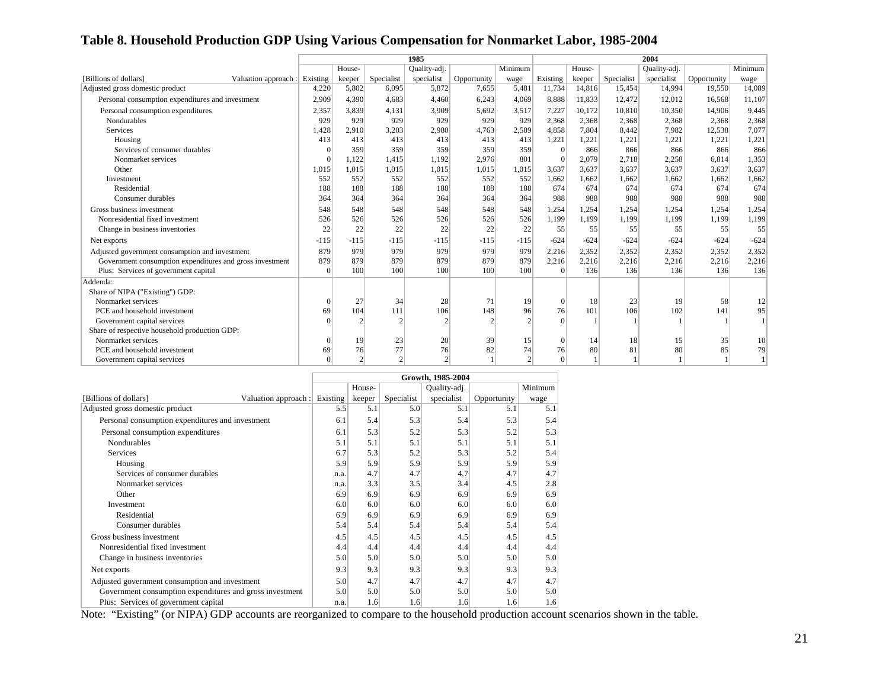# Table 8. Household Production GDP Using Various Compensation for Nonmarket Labor, 1985-2004

| [Billions of dollars] Valuation approach : | 1985 Existing | 1985 House-keeper | 1985 Specialist | 1985 Quality-adj. specialist | 1985 Opportunity | 1985 Minimum wage | 2004 Existing | 2004 House-keeper | 2004 Specialist | 2004 Quality-adj. specialist | 2004 Opportunity | 2004 Minimum wage |
|---|---|---|---|---|---|---|---|---|---|---|---|---|
| Adjusted gross domestic product | 4,220 | 5,802 | 6,095 | 5,872 | 7,655 | 5,481 | 11,734 | 14,816 | 15,454 | 14,994 | 19,550 | 14,089 |
| Personal consumption expenditures and investment | 2,909 | 4,390 | 4,683 | 4,460 | 6,243 | 4,069 | 8,888 | 11,833 | 12,472 | 12,012 | 16,568 | 11,107 |
| Personal consumption expenditures | 2,357 | 3,839 | 4,131 | 3,909 | 5,692 | 3,517 | 7,227 | 10,172 | 10,810 | 10,350 | 14,906 | 9,445 |
| Nondurables | 929 | 929 | 929 | 929 | 929 | 929 | 2,368 | 2,368 | 2,368 | 2,368 | 2,368 | 2,368 |
| Services | 1,428 | 2,910 | 3,203 | 2,980 | 4,763 | 2,589 | 4,858 | 7,804 | 8,442 | 7,982 | 12,538 | 7,077 |
| Housing | 413 | 413 | 413 | 413 | 413 | 413 | 1,221 | 1,221 | 1,221 | 1,221 | 1,221 | 1,221 |
| Services of consumer durables | 0 | 359 | 359 | 359 | 359 | 359 | 0 | 866 | 866 | 866 | 866 | 866 |
| Nonmarket services | 0 | 1,122 | 1,415 | 1,192 | 2,976 | 801 | 0 | 2,079 | 2,718 | 2,258 | 6,814 | 1,353 |
| Other | 1,015 | 1,015 | 1,015 | 1,015 | 1,015 | 1,015 | 3,637 | 3,637 | 3,637 | 3,637 | 3,637 | 3,637 |
| Investment | 552 | 552 | 552 | 552 | 552 | 552 | 1,662 | 1,662 | 1,662 | 1,662 | 1,662 | 1,662 |
| Residential | 188 | 188 | 188 | 188 | 188 | 188 | 674 | 674 | 674 | 674 | 674 | 674 |
| Consumer durables | 364 | 364 | 364 | 364 | 364 | 364 | 988 | 988 | 988 | 988 | 988 | 988 |
| Gross business investment | 548 | 548 | 548 | 548 | 548 | 548 | 1,254 | 1,254 | 1,254 | 1,254 | 1,254 | 1,254 |
| Nonresidential fixed investment | 526 | 526 | 526 | 526 | 526 | 526 | 1,199 | 1,199 | 1,199 | 1,199 | 1,199 | 1,199 |
| Change in business inventories | 22 | 22 | 22 | 22 | 22 | 22 | 55 | 55 | 55 | 55 | 55 | 55 |
| Net exports | -115 | -115 | -115 | -115 | -115 | -115 | -624 | -624 | -624 | -624 | -624 | -624 |
| Adjusted government consumption and investment | 879 | 979 | 979 | 979 | 979 | 979 | 2,216 | 2,352 | 2,352 | 2,352 | 2,352 | 2,352 |
| Government consumption expenditures and gross investment | 879 | 879 | 879 | 879 | 879 | 879 | 2,216 | 2,216 | 2,216 | 2,216 | 2,216 | 2,216 |
| Plus: Services of government capital | 0 | 100 | 100 | 100 | 100 | 100 | 0 | 136 | 136 | 136 | 136 | 136 |
| Addenda: | | | | | | | | | | | | |
| Share of NIPA ("Existing") GDP: | | | | | | | | | | | | |
| Nonmarket services | 0 | 27 | 34 | 28 | 71 | 19 | 0 | 18 | 23 | 19 | 58 | 12 |
| PCE and household investment | 69 | 104 | 111 | 106 | 148 | 96 | 76 | 101 | 106 | 102 | 141 | 95 |
| Government capital services | 0 | 2 | 2 | 2 | 2 | 2 | 0 | 1 | 1 | 1 | 1 | 1 |
| Share of respective household production GDP: | | | | | | | | | | | | |
| Nonmarket services | 0 | 19 | 23 | 20 | 39 | 15 | 0 | 14 | 18 | 15 | 35 | 10 |
| PCE and household investment | 69 | 76 | 77 | 76 | 82 | 74 | 76 | 80 | 81 | 80 | 85 | 79 |
| Government capital services | 0 | 2 | 2 | 2 | 1 | 2 | 0 | 1 | 1 | 1 | 1 | 1 |

| [Billions of dollars] Valuation approach : | Growth, 1985-2004 Existing | House-keeper | Specialist | Quality-adj. specialist | Opportunity | Minimum wage |
|---|---|---|---|---|---|---|
| Adjusted gross domestic product | 5.5 | 5.1 | 5.0 | 5.1 | 5.1 | 5.1 |
| Personal consumption expenditures and investment | 6.1 | 5.4 | 5.3 | 5.4 | 5.3 | 5.4 |
| Personal consumption expenditures | 6.1 | 5.3 | 5.2 | 5.3 | 5.2 | 5.3 |
| Nondurables | 5.1 | 5.1 | 5.1 | 5.1 | 5.1 | 5.1 |
| Services | 6.7 | 5.3 | 5.2 | 5.3 | 5.2 | 5.4 |
| Housing | 5.9 | 5.9 | 5.9 | 5.9 | 5.9 | 5.9 |
| Services of consumer durables | n.a. | 4.7 | 4.7 | 4.7 | 4.7 | 4.7 |
| Nonmarket services | n.a. | 3.3 | 3.5 | 3.4 | 4.5 | 2.8 |
| Other | 6.9 | 6.9 | 6.9 | 6.9 | 6.9 | 6.9 |
| Investment | 6.0 | 6.0 | 6.0 | 6.0 | 6.0 | 6.0 |
| Residential | 6.9 | 6.9 | 6.9 | 6.9 | 6.9 | 6.9 |
| Consumer durables | 5.4 | 5.4 | 5.4 | 5.4 | 5.4 | 5.4 |
| Gross business investment | 4.5 | 4.5 | 4.5 | 4.5 | 4.5 | 4.5 |
| Nonresidential fixed investment | 4.4 | 4.4 | 4.4 | 4.4 | 4.4 | 4.4 |
| Change in business inventories | 5.0 | 5.0 | 5.0 | 5.0 | 5.0 | 5.0 |
| Net exports | 9.3 | 9.3 | 9.3 | 9.3 | 9.3 | 9.3 |
| Adjusted government consumption and investment | 5.0 | 4.7 | 4.7 | 4.7 | 4.7 | 4.7 |
| Government consumption expenditures and gross investment | 5.0 | 5.0 | 5.0 | 5.0 | 5.0 | 5.0 |
| Plus: Services of government capital | n.a. | 1.6 | 1.6 | 1.6 | 1.6 | 1.6 |

Note: "Existing" (or NIPA) GDP accounts are reorganized to compare to the household production account scenarios shown in the table.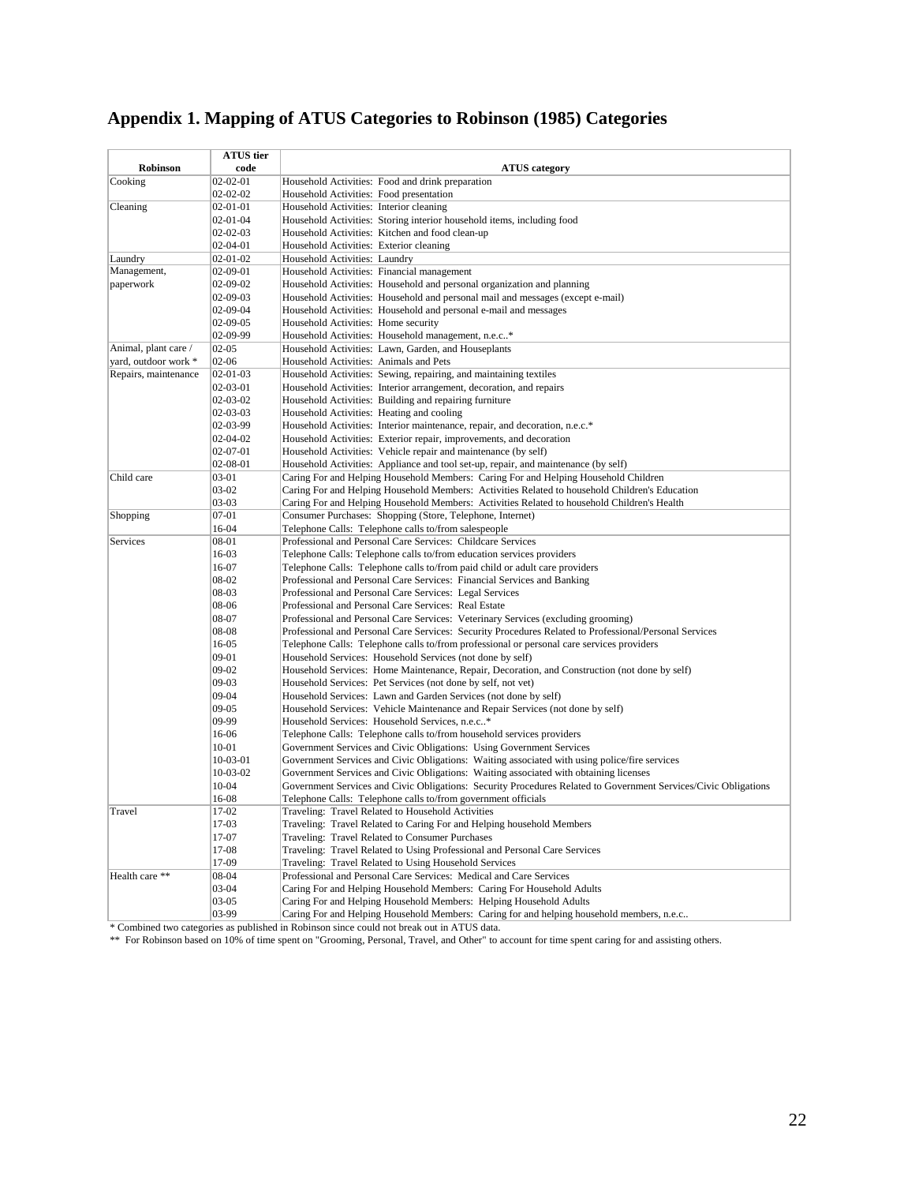## Appendix 1. Mapping of ATUS Categories to Robinson (1985) Categories

| Robinson | ATUS tier code | ATUS category |
|---|---|---|
| Cooking | 02-02-01 | Household Activities: Food and drink preparation |
| | 02-02-02 | Household Activities: Food presentation |
| Cleaning | 02-01-01 | Household Activities: Interior cleaning |
| | 02-01-04 | Household Activities: Storing interior household items, including food |
| | 02-02-03 | Household Activities: Kitchen and food clean-up |
| | 02-04-01 | Household Activities: Exterior cleaning |
| Laundry | 02-01-02 | Household Activities: Laundry |
| Management, paperwork | 02-09-01 | Household Activities: Financial management |
| | 02-09-02 | Household Activities: Household and personal organization and planning |
| | 02-09-03 | Household Activities: Household and personal mail and messages (except e-mail) |
| | 02-09-04 | Household Activities: Household and personal e-mail and messages |
| | 02-09-05 | Household Activities: Home security |
| | 02-09-99 | Household Activities: Household management, n.e.c..* |
| Animal, plant care / yard, outdoor work * | 02-05 | Household Activities: Lawn, Garden, and Houseplants |
| | 02-06 | Household Activities: Animals and Pets |
| Repairs, maintenance | 02-01-03 | Household Activities: Sewing, repairing, and maintaining textiles |
| | 02-03-01 | Household Activities: Interior arrangement, decoration, and repairs |
| | 02-03-02 | Household Activities: Building and repairing furniture |
| | 02-03-03 | Household Activities: Heating and cooling |
| | 02-03-99 | Household Activities: Interior maintenance, repair, and decoration, n.e.c.* |
| | 02-04-02 | Household Activities: Exterior repair, improvements, and decoration |
| | 02-07-01 | Household Activities: Vehicle repair and maintenance (by self) |
| | 02-08-01 | Household Activities: Appliance and tool set-up, repair, and maintenance (by self) |
| Child care | 03-01 | Caring For and Helping Household Members: Caring For and Helping Household Children |
| | 03-02 | Caring For and Helping Household Members: Activities Related to household Children's Education |
| | 03-03 | Caring For and Helping Household Members: Activities Related to household Children's Health |
| Shopping | 07-01 | Consumer Purchases: Shopping (Store, Telephone, Internet) |
| | 16-04 | Telephone Calls: Telephone calls to/from salespeople |
| Services | 08-01 | Professional and Personal Care Services: Childcare Services |
| | 16-03 | Telephone Calls: Telephone calls to/from education services providers |
| | 16-07 | Telephone Calls: Telephone calls to/from paid child or adult care providers |
| | 08-02 | Professional and Personal Care Services: Financial Services and Banking |
| | 08-03 | Professional and Personal Care Services: Legal Services |
| | 08-06 | Professional and Personal Care Services: Real Estate |
| | 08-07 | Professional and Personal Care Services: Veterinary Services (excluding grooming) |
| | 08-08 | Professional and Personal Care Services: Security Procedures Related to Professional/Personal Services |
| | 16-05 | Telephone Calls: Telephone calls to/from professional or personal care services providers |
| | 09-01 | Household Services: Household Services (not done by self) |
| | 09-02 | Household Services: Home Maintenance, Repair, Decoration, and Construction (not done by self) |
| | 09-03 | Household Services: Pet Services (not done by self, not vet) |
| | 09-04 | Household Services: Lawn and Garden Services (not done by self) |
| | 09-05 | Household Services: Vehicle Maintenance and Repair Services (not done by self) |
| | 09-99 | Household Services: Household Services, n.e.c..* |
| | 16-06 | Telephone Calls: Telephone calls to/from household services providers |
| | 10-01 | Government Services and Civic Obligations: Using Government Services |
| | 10-03-01 | Government Services and Civic Obligations: Waiting associated with using police/fire services |
| | 10-03-02 | Government Services and Civic Obligations: Waiting associated with obtaining licenses |
| | 10-04 | Government Services and Civic Obligations: Security Procedures Related to Government Services/Civic Obligations |
| | 16-08 | Telephone Calls: Telephone calls to/from government officials |
| Travel | 17-02 | Traveling: Travel Related to Household Activities |
| | 17-03 | Traveling: Travel Related to Caring For and Helping household Members |
| | 17-07 | Traveling: Travel Related to Consumer Purchases |
| | 17-08 | Traveling: Travel Related to Using Professional and Personal Care Services |
| | 17-09 | Traveling: Travel Related to Using Household Services |
| Health care ** | 08-04 | Professional and Personal Care Services: Medical and Care Services |
| | 03-04 | Caring For and Helping Household Members: Caring For Household Adults |
| | 03-05 | Caring For and Helping Household Members: Helping Household Adults |
| | 03-99 | Caring For and Helping Household Members: Caring for and helping household members, n.e.c.. |

* Combined two categories as published in Robinson since could not break out in ATUS data.

** For Robinson based on 10% of time spent on "Grooming, Personal, Travel, and Other" to account for time spent caring for and assisting others.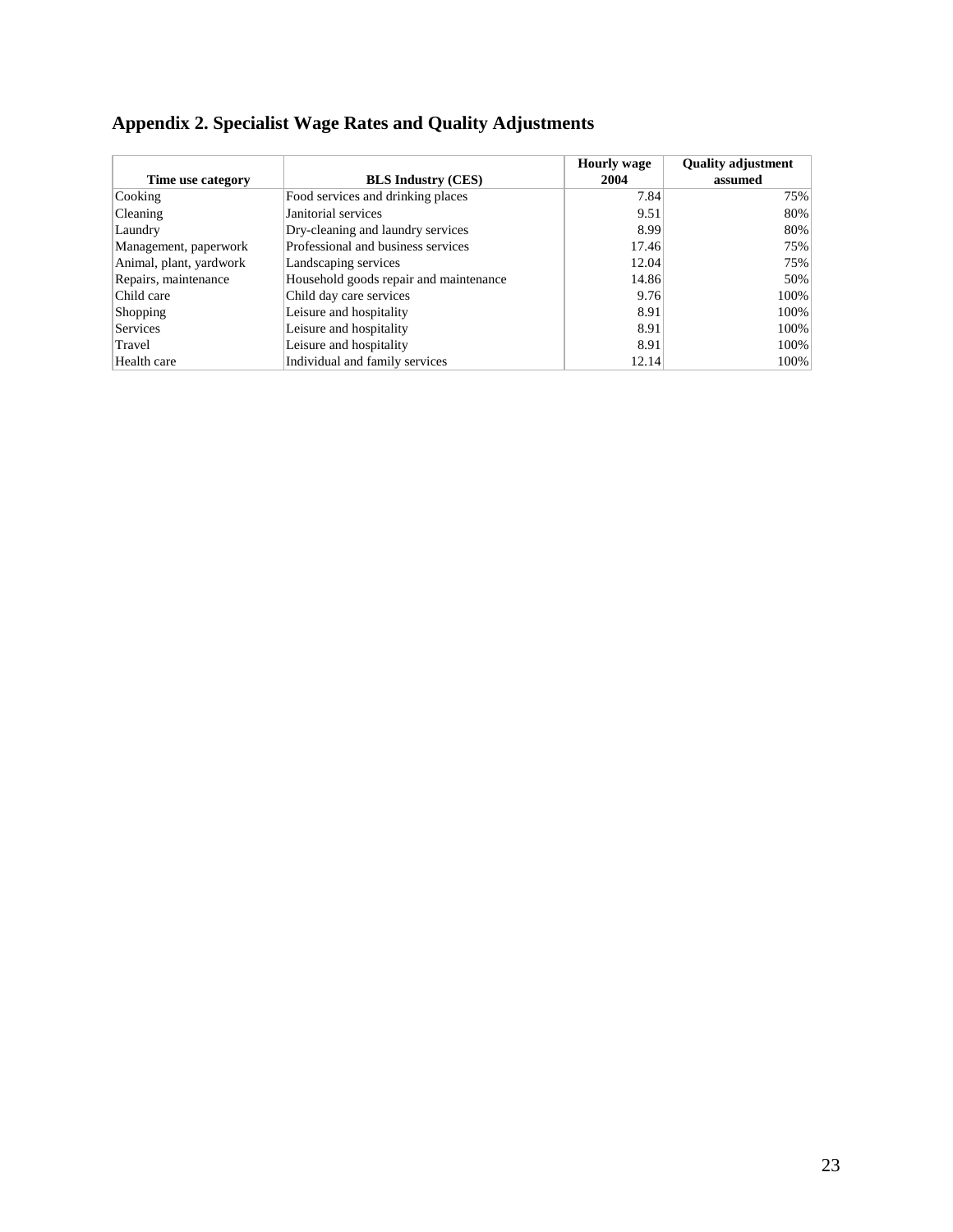## Appendix 2. Specialist Wage Rates and Quality Adjustments

| Time use category | BLS Industry (CES) | Hourly wage 2004 | Quality adjustment assumed |
|---|---|---|---|
| Cooking | Food services and drinking places | 7.84 | 75% |
| Cleaning | Janitorial services | 9.51 | 80% |
| Laundry | Dry-cleaning and laundry services | 8.99 | 80% |
| Management, paperwork | Professional and business services | 17.46 | 75% |
| Animal, plant, yardwork | Landscaping services | 12.04 | 75% |
| Repairs, maintenance | Household goods repair and maintenance | 14.86 | 50% |
| Child care | Child day care services | 9.76 | 100% |
| Shopping | Leisure and hospitality | 8.91 | 100% |
| Services | Leisure and hospitality | 8.91 | 100% |
| Travel | Leisure and hospitality | 8.91 | 100% |
| Health care | Individual and family services | 12.14 | 100% |